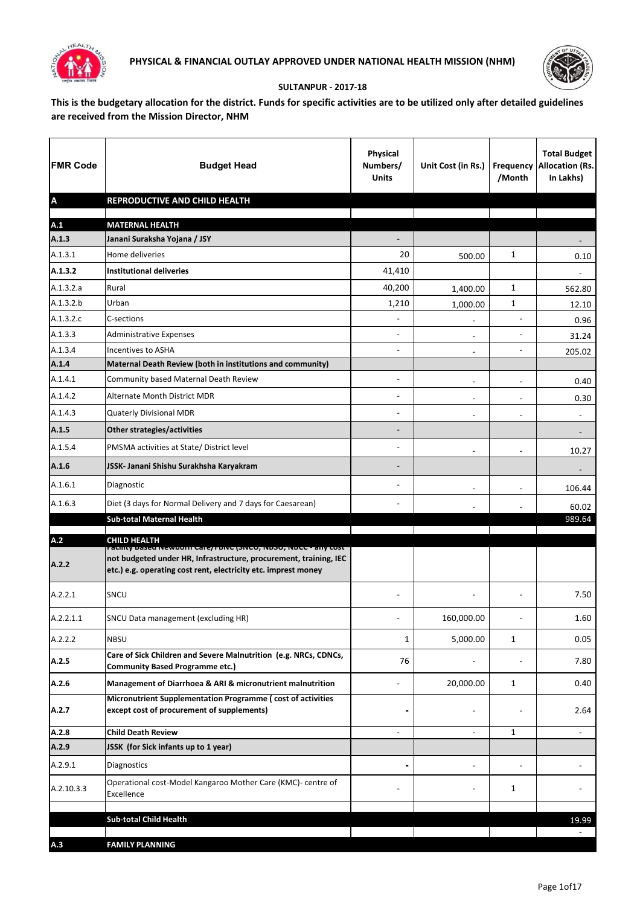# PHYSICAL & FINANCIAL OUTLAY APPROVED UNDER NATIONAL HEALTH MISSION (NHM)

## SULTANPUR - 2017-18

**This is the budgetary allocation for the district. Funds for specific activities are to be utilized only after detailed guidelines are received from the Mission Director, NHM**

| FMR Code | Budget Head | Physical Numbers/ Units | Unit Cost (in Rs.) | Frequency /Month | Total Budget Allocation (Rs. In Lakhs) |
|---|---|---|---|---|---|
| **A** | **REPRODUCTIVE AND CHILD HEALTH** | | | | |
| | | | | | |
| **A.1** | **MATERNAL HEALTH** | | | | |
| **A.1.3** | **Janani Suraksha Yojana / JSY** | - | | | - |
| A.1.3.1 | Home deliveries | 20 | 500.00 | 1 | 0.10 |
| **A.1.3.2** | **Institutional deliveries** | 41,410 | | | - |
| A.1.3.2.a | Rural | 40,200 | 1,400.00 | 1 | 562.80 |
| A.1.3.2.b | Urban | 1,210 | 1,000.00 | 1 | 12.10 |
| A.1.3.2.c | C-sections | - | - | - | 0.96 |
| A.1.3.3 | Administrative Expenses | - | - | - | 31.24 |
| A.1.3.4 | Incentives to ASHA | - | - | - | 205.02 |
| **A.1.4** | **Maternal Death Review (both in institutions and community)** | | | | |
| A.1.4.1 | Community based Maternal Death Review | - | - | - | 0.40 |
| A.1.4.2 | Alternate Month District MDR | - | - | - | 0.30 |
| A.1.4.3 | Quaterly Divisional MDR | - | - | - | - |
| **A.1.5** | **Other strategies/activities** | - | | | - |
| A.1.5.4 | PMSMA activities at State/ District level | - | - | - | 10.27 |
| **A.1.6** | **JSSK- Janani Shishu Surakhsha Karyakram** | - | | | - |
| A.1.6.1 | Diagnostic | - | - | - | 106.44 |
| A.1.6.3 | Diet (3 days for Normal Delivery and 7 days for Caesarean) | - | - | - | 60.02 |
| | **Sub-total Maternal Health** | | | | 989.64 |
| | | | | | |
| **A.2** | **CHILD HEALTH** | | | | |
| **A.2.2** | **Facility based Newborn Care/FBNC (SNCU, NBSU, NBCC - any cost not budgeted under HR, Infrastructure, procurement, training, IEC etc.) e.g. operating cost rent, electricity etc. imprest money** | | | | |
| A.2.2.1 | SNCU | - | - | - | 7.50 |
| A.2.2.1.1 | SNCU Data management (excluding HR) | - | 160,000.00 | - | 1.60 |
| A.2.2.2 | NBSU | 1 | 5,000.00 | 1 | 0.05 |
| **A.2.5** | **Care of Sick Children and Severe Malnutrition (e.g. NRCs, CDNCs, Community Based Programme etc.)** | 76 | - | - | 7.80 |
| **A.2.6** | **Management of Diarrhoea & ARI & micronutrient malnutrition** | - | 20,000.00 | 1 | 0.40 |
| **A.2.7** | **Micronutrient Supplementation Programme ( cost of activities except cost of procurement of supplements)** | - | - | - | 2.64 |
| **A.2.8** | **Child Death Review** | - | - | 1 | - |
| **A.2.9** | **JSSK (for Sick infants up to 1 year)** | | | | |
| A.2.9.1 | Diagnostics | - | - | - | - |
| A.2.10.3.3 | Operational cost-Model Kangaroo Mother Care (KMC)- centre of Excellence | - | - | 1 | - |
| | | | | | |
| | **Sub-total Child Health** | | | | 19.99 |
| | | | | | - |
| **A.3** | **FAMILY PLANNING** | | | | |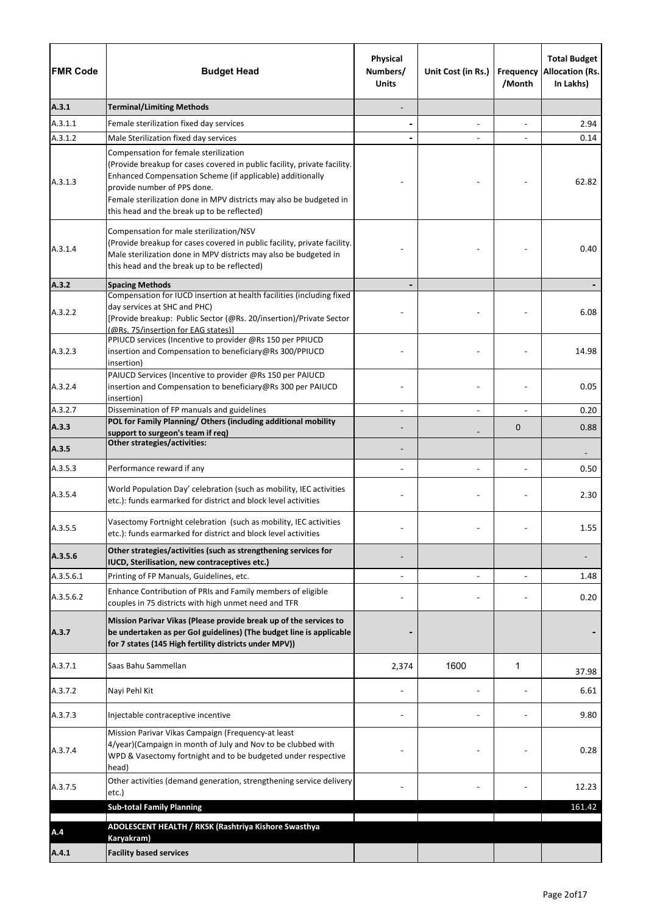| FMR Code | Budget Head | Physical Numbers/ Units | Unit Cost (in Rs.) | Frequency /Month | Total Budget Allocation (Rs. In Lakhs) |
|---|---|---|---|---|---|
| **A.3.1** | **Terminal/Limiting Methods** | - | | | |
| A.3.1.1 | Female sterilization fixed day services | - | - | - | 2.94 |
| A.3.1.2 | Male Sterilization fixed day services | - | - | - | 0.14 |
| A.3.1.3 | Compensation for female sterilization (Provide breakup for cases covered in public facility, private facility. Enhanced Compensation Scheme (if applicable) additionally provide number of PPS done. Female sterilization done in MPV districts may also be budgeted in this head and the break up to be reflected) | - | - | - | 62.82 |
| A.3.1.4 | Compensation for male sterilization/NSV (Provide breakup for cases covered in public facility, private facility. Male sterilization done in MPV districts may also be budgeted in this head and the break up to be reflected) | - | - | - | 0.40 |
| **A.3.2** | **Spacing Methods** | - | | | - |
| A.3.2.2 | Compensation for IUCD insertion at health facilities (including fixed day services at SHC and PHC) [Provide breakup: Public Sector (@Rs. 20/insertion)/Private Sector (@Rs. 75/insertion for EAG states)] | - | - | - | 6.08 |
| A.3.2.3 | PPIUCD services (Incentive to provider @Rs 150 per PPIUCD insertion and Compensation to beneficiary@Rs 300/PPIUCD insertion) | - | - | - | 14.98 |
| A.3.2.4 | PAIUCD Services (Incentive to provider @Rs 150 per PAIUCD insertion and Compensation to beneficiary@Rs 300 per PAIUCD insertion) | - | - | - | 0.05 |
| A.3.2.7 | Dissemination of FP manuals and guidelines | - | - | - | 0.20 |
| **A.3.3** | **POL for Family Planning/ Others (including additional mobility support to surgeon's team if req)** | - | - | 0 | 0.88 |
| **A.3.5** | **Other strategies/activities:** | - | | | - |
| A.3.5.3 | Performance reward if any | - | - | - | 0.50 |
| A.3.5.4 | World Population Day' celebration (such as mobility, IEC activities etc.): funds earmarked for district and block level activities | - | - | - | 2.30 |
| A.3.5.5 | Vasectomy Fortnight celebration (such as mobility, IEC activities etc.): funds earmarked for district and block level activities | - | - | - | 1.55 |
| **A.3.5.6** | **Other strategies/activities (such as strengthening services for IUCD, Sterilisation, new contraceptives etc.)** | - | | | - |
| A.3.5.6.1 | Printing of FP Manuals, Guidelines, etc. | - | - | - | 1.48 |
| A.3.5.6.2 | Enhance Contribution of PRIs and Family members of eligible couples in 75 districts with high unmet need and TFR | - | - | - | 0.20 |
| **A.3.7** | **Mission Parivar Vikas (Please provide break up of the services to be undertaken as per GoI guidelines) (The budget line is applicable for 7 states (145 High fertility districts under MPV))** | - | | | - |
| A.3.7.1 | Saas Bahu Sammellan | 2,374 | 1600 | 1 | 37.98 |
| A.3.7.2 | Nayi Pehl Kit | - | - | - | 6.61 |
| A.3.7.3 | Injectable contraceptive incentive | - | - | - | 9.80 |
| A.3.7.4 | Mission Parivar Vikas Campaign (Frequency-at least 4/year)(Campaign in month of July and Nov to be clubbed with WPD & Vasectomy fortnight and to be budgeted under respective head) | - | - | - | 0.28 |
| A.3.7.5 | Other activities (demand generation, strengthening service delivery etc.) | - | - | - | 12.23 |
| | **Sub-total Family Planning** | | | | 161.42 |
| **A.4** | **ADOLESCENT HEALTH / RKSK (Rashtriya Kishore Swasthya Karyakram)** | | | | |
| **A.4.1** | **Facility based services** | | | | |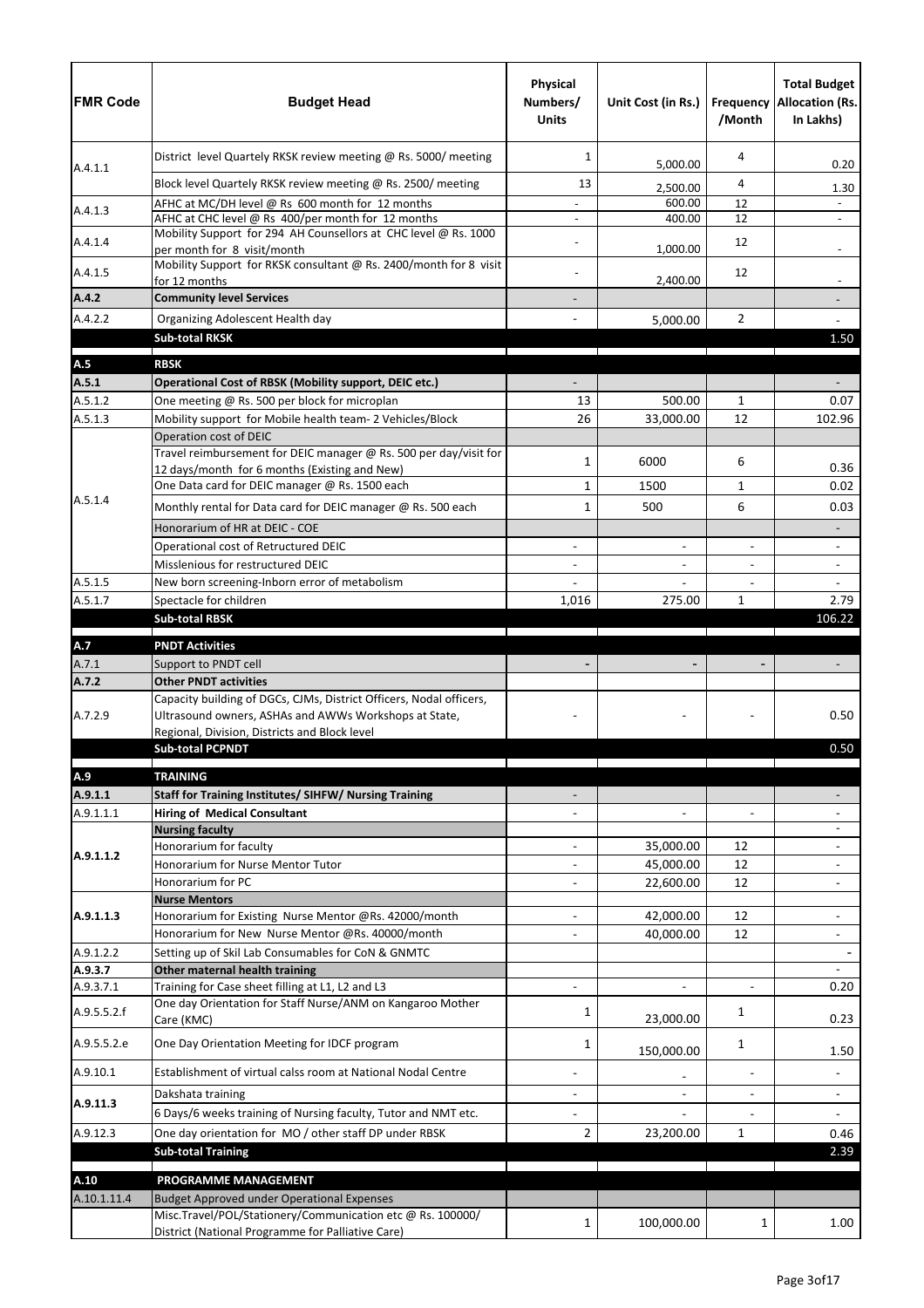| FMR Code | Budget Head | Physical Numbers/ Units | Unit Cost (in Rs.) | Frequency /Month | Total Budget Allocation (Rs. In Lakhs) |
|---|---|---|---|---|---|
| A.4.1.1 | District level Quartely RKSK review meeting @ Rs. 5000/ meeting | 1 | 5,000.00 | 4 | 0.20 |
| | Block level Quartely RKSK review meeting @ Rs. 2500/ meeting | 13 | 2,500.00 | 4 | 1.30 |
| A.4.1.3 | AFHC at MC/DH level @ Rs 600 month for 12 months | - | 600.00 | 12 | - |
| | AFHC at CHC level @ Rs 400/per month for 12 months | - | 400.00 | 12 | - |
| A.4.1.4 | Mobility Support for 294 AH Counsellors at CHC level @ Rs. 1000 per month for 8 visit/month | - | 1,000.00 | 12 | - |
| A.4.1.5 | Mobility Support for RKSK consultant @ Rs. 2400/month for 8 visit for 12 months | - | 2,400.00 | 12 | - |
| **A.4.2** | **Community level Services** | - | | | - |
| A.4.2.2 | Organizing Adolescent Health day | - | 5,000.00 | 2 | - |
| | **Sub-total RKSK** | | | | 1.50 |
| **A.5** | **RBSK** | | | | |
| **A.5.1** | **Operational Cost of RBSK (Mobility support, DEIC etc.)** | - | | | - |
| A.5.1.2 | One meeting @ Rs. 500 per block for microplan | 13 | 500.00 | 1 | 0.07 |
| A.5.1.3 | Mobility support for Mobile health team- 2 Vehicles/Block | 26 | 33,000.00 | 12 | 102.96 |
| A.5.1.4 | Operation cost of DEIC | | | | |
| | Travel reimbursement for DEIC manager @ Rs. 500 per day/visit for 12 days/month for 6 months (Existing and New) | 1 | 6000 | 6 | 0.36 |
| | One Data card for DEIC manager @ Rs. 1500 each | 1 | 1500 | 1 | 0.02 |
| | Monthly rental for Data card for DEIC manager @ Rs. 500 each | 1 | 500 | 6 | 0.03 |
| | Honorarium of HR at DEIC - COE | | | | - |
| | Operational cost of Retructured DEIC | - | - | - | - |
| | Misslenious for restructured DEIC | - | - | - | - |
| A.5.1.5 | New born screening-Inborn error of metabolism | - | - | - | - |
| A.5.1.7 | Spectacle for children | 1,016 | 275.00 | 1 | 2.79 |
| | **Sub-total RBSK** | | | | 106.22 |
| **A.7** | **PNDT Activities** | | | | |
| A.7.1 | Support to PNDT cell | - | - | - | - |
| **A.7.2** | **Other PNDT activities** | | | | |
| A.7.2.9 | Capacity building of DGCs, CJMs, District Officers, Nodal officers, Ultrasound owners, ASHAs and AWWs Workshops at State, Regional, Division, Districts and Block level | - | - | - | 0.50 |
| | **Sub-total PCPNDT** | | | | 0.50 |
| **A.9** | **TRAINING** | | | | |
| **A.9.1.1** | **Staff for Training Institutes/ SIHFW/ Nursing Training** | - | | | - |
| A.9.1.1.1 | **Hiring of Medical Consultant** | - | - | - | - |
| **A.9.1.1.2** | **Nursing faculty** | | | | - |
| | Honorarium for faculty | - | 35,000.00 | 12 | - |
| | Honorarium for Nurse Mentor Tutor | - | 45,000.00 | 12 | - |
| | Honorarium for PC | - | 22,600.00 | 12 | - |
| **A.9.1.1.3** | **Nurse Mentors** | | | | |
| | Honorarium for Existing Nurse Mentor @Rs. 42000/month | - | 42,000.00 | 12 | - |
| | Honorarium for New Nurse Mentor @Rs. 40000/month | - | 40,000.00 | 12 | - |
| A.9.1.2.2 | Setting up of Skil Lab Consumables for CoN & GNMTC | | | | - |
| **A.9.3.7** | **Other maternal health training** | | | | - |
| A.9.3.7.1 | Training for Case sheet filling at L1, L2 and L3 | - | - | - | 0.20 |
| A.9.5.5.2.f | One day Orientation for Staff Nurse/ANM on Kangaroo Mother Care (KMC) | 1 | 23,000.00 | 1 | 0.23 |
| A.9.5.5.2.e | One Day Orientation Meeting for IDCF program | 1 | 150,000.00 | 1 | 1.50 |
| A.9.10.1 | Establishment of virtual calss room at National Nodal Centre | - | - | - | - |
| **A.9.11.3** | Dakshata training | - | - | - | - |
| | 6 Days/6 weeks training of Nursing faculty, Tutor and NMT etc. | - | - | - | - |
| A.9.12.3 | One day orientation for MO / other staff DP under RBSK | 2 | 23,200.00 | 1 | 0.46 |
| | **Sub-total Training** | | | | 2.39 |
| **A.10** | **PROGRAMME MANAGEMENT** | | | | |
| A.10.1.11.4 | Budget Approved under Operational Expenses | | | | |
| | Misc.Travel/POL/Stationery/Communication etc @ Rs. 100000/ District (National Programme for Palliative Care) | 1 | 100,000.00 | 1 | 1.00 |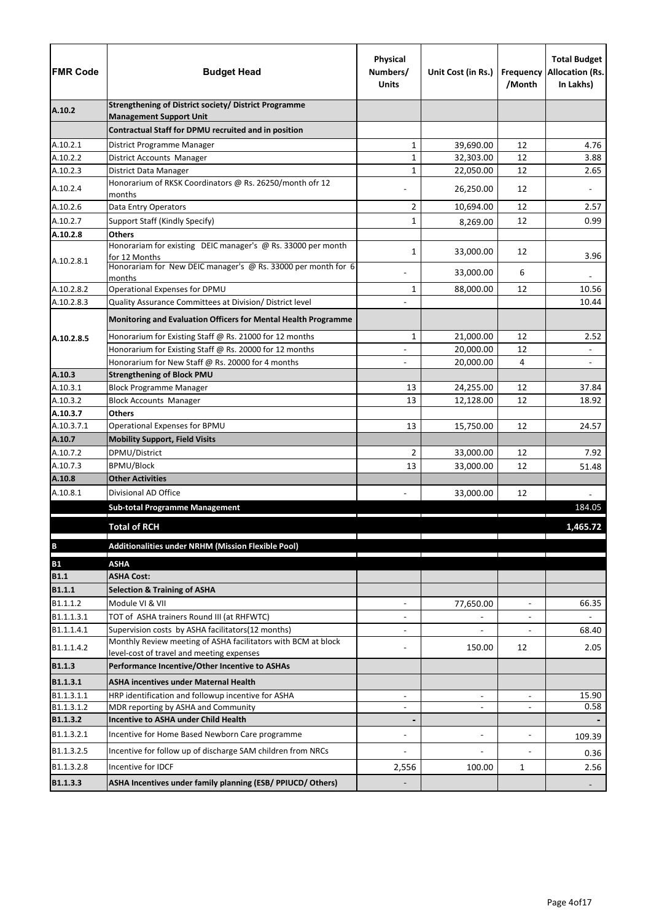| FMR Code | Budget Head | Physical Numbers/ Units | Unit Cost (in Rs.) | Frequency /Month | Total Budget Allocation (Rs. In Lakhs) |
|---|---|---|---|---|---|
| **A.10.2** | **Strengthening of District society/ District Programme Management Support Unit** | | | | |
| | **Contractual Staff for DPMU recruited and in position** | | | | |
| A.10.2.1 | District Programme Manager | 1 | 39,690.00 | 12 | 4.76 |
| A.10.2.2 | District Accounts Manager | 1 | 32,303.00 | 12 | 3.88 |
| A.10.2.3 | District Data Manager | 1 | 22,050.00 | 12 | 2.65 |
| A.10.2.4 | Honorarium of RKSK Coordinators @ Rs. 26250/month ofr 12 months | - | 26,250.00 | 12 | - |
| A.10.2.6 | Data Entry Operators | 2 | 10,694.00 | 12 | 2.57 |
| A.10.2.7 | Support Staff (Kindly Specify) | 1 | 8,269.00 | 12 | 0.99 |
| **A.10.2.8** | **Others** | | | | |
| A.10.2.8.1 | Honorariam for existing DEIC manager's @ Rs. 33000 per month for 12 Months | 1 | 33,000.00 | 12 | 3.96 |
| | Honorariam for New DEIC manager's @ Rs. 33000 per month for 6 months | - | 33,000.00 | 6 | - |
| A.10.2.8.2 | Operational Expenses for DPMU | 1 | 88,000.00 | 12 | 10.56 |
| A.10.2.8.3 | Quality Assurance Committees at Division/ District level | - | | | 10.44 |
| A.10.2.8.5 | **Monitoring and Evaluation Officers for Mental Health Programme** | | | | |
| | Honorarium for Existing Staff @ Rs. 21000 for 12 months | 1 | 21,000.00 | 12 | 2.52 |
| | Honorarium for Existing Staff @ Rs. 20000 for 12 months | - | 20,000.00 | 12 | - |
| | Honorarium for New Staff @ Rs. 20000 for 4 months | - | 20,000.00 | 4 | - |
| **A.10.3** | **Strengthening of Block PMU** | | | | |
| A.10.3.1 | Block Programme Manager | 13 | 24,255.00 | 12 | 37.84 |
| A.10.3.2 | Block Accounts Manager | 13 | 12,128.00 | 12 | 18.92 |
| **A.10.3.7** | **Others** | | | | |
| A.10.3.7.1 | Operational Expenses for BPMU | 13 | 15,750.00 | 12 | 24.57 |
| **A.10.7** | **Mobility Support, Field Visits** | | | | |
| A.10.7.2 | DPMU/District | 2 | 33,000.00 | 12 | 7.92 |
| A.10.7.3 | BPMU/Block | 13 | 33,000.00 | 12 | 51.48 |
| **A.10.8** | **Other Activities** | | | | |
| A.10.8.1 | Divisional AD Office | - | 33,000.00 | 12 | - |
| | **Sub-total Programme Management** | | | | 184.05 |
| | **Total of RCH** | | | | **1,465.72** |
| **B** | **Additionalities under NRHM (Mission Flexible Pool)** | | | | |
| **B1** | **ASHA** | | | | |
| **B1.1** | **ASHA Cost:** | | | | |
| **B1.1.1** | **Selection & Training of ASHA** | | | | |
| B1.1.1.2 | Module VI & VII | - | 77,650.00 | - | 66.35 |
| B1.1.1.3.1 | TOT of ASHA trainers Round III (at RHFWTC) | - | - | - | - |
| B1.1.1.4.1 | Supervision costs by ASHA facilitators(12 months) | - | - | - | 68.40 |
| B1.1.1.4.2 | Monthly Review meeting of ASHA facilitators with BCM at block level-cost of travel and meeting expenses | - | 150.00 | 12 | 2.05 |
| **B1.1.3** | **Performance Incentive/Other Incentive to ASHAs** | | | | |
| **B1.1.3.1** | **ASHA incentives under Maternal Health** | | | | |
| B1.1.3.1.1 | HRP identification and followup incentive for ASHA | - | - | - | 15.90 |
| B1.1.3.1.2 | MDR reporting by ASHA and Community | - | - | - | 0.58 |
| **B1.1.3.2** | **Incentive to ASHA under Child Health** | - | | | - |
| B1.1.3.2.1 | Incentive for Home Based Newborn Care programme | - | - | - | 109.39 |
| B1.1.3.2.5 | Incentive for follow up of discharge SAM children from NRCs | - | - | - | 0.36 |
| B1.1.3.2.8 | Incentive for IDCF | 2,556 | 100.00 | 1 | 2.56 |
| **B1.1.3.3** | **ASHA Incentives under family planning (ESB/ PPIUCD/ Others)** | - | | | - |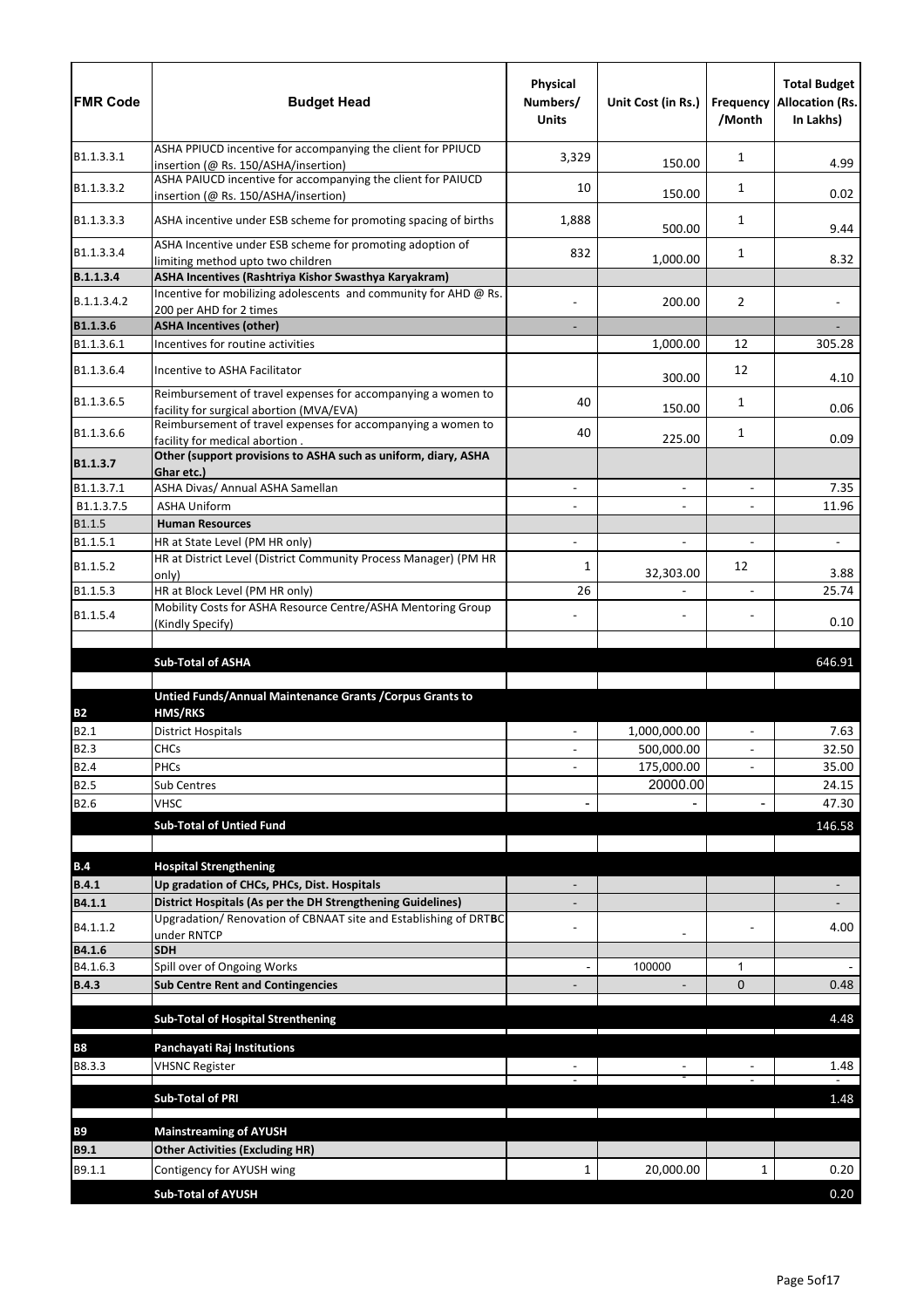| FMR Code | Budget Head | Physical Numbers/ Units | Unit Cost (in Rs.) | Frequency /Month | Total Budget Allocation (Rs. In Lakhs) |
|---|---|---|---|---|---|
| B1.1.3.3.1 | ASHA PPIUCD incentive for accompanying the client for PPIUCD insertion (@ Rs. 150/ASHA/insertion) | 3,329 | 150.00 | 1 | 4.99 |
| B1.1.3.3.2 | ASHA PAIUCD incentive for accompanying the client for PAIUCD insertion (@ Rs. 150/ASHA/insertion) | 10 | 150.00 | 1 | 0.02 |
| B1.1.3.3.3 | ASHA incentive under ESB scheme for promoting spacing of births | 1,888 | 500.00 | 1 | 9.44 |
| B1.1.3.3.4 | ASHA Incentive under ESB scheme for promoting adoption of limiting method upto two children | 832 | 1,000.00 | 1 | 8.32 |
| **B.1.1.3.4** | **ASHA Incentives (Rashtriya Kishor Swasthya Karyakram)** | | | | |
| B.1.1.3.4.2 | Incentive for mobilizing adolescents and community for AHD @ Rs. 200 per AHD for 2 times | - | 200.00 | 2 | - |
| **B1.1.3.6** | **ASHA Incentives (other)** | - | | | - |
| B1.1.3.6.1 | Incentives for routine activities | | 1,000.00 | 12 | 305.28 |
| B1.1.3.6.4 | Incentive to ASHA Facilitator | | 300.00 | 12 | 4.10 |
| B1.1.3.6.5 | Reimbursement of travel expenses for accompanying a women to facility for surgical abortion (MVA/EVA) | 40 | 150.00 | 1 | 0.06 |
| B1.1.3.6.6 | Reimbursement of travel expenses for accompanying a women to facility for medical abortion . | 40 | 225.00 | 1 | 0.09 |
| **B1.1.3.7** | **Other (support provisions to ASHA such as uniform, diary, ASHA Ghar etc.)** | | | | |
| B1.1.3.7.1 | ASHA Divas/ Annual ASHA Samellan | - | - | - | 7.35 |
| B1.1.3.7.5 | ASHA Uniform | - | - | - | 11.96 |
| B1.1.5 | **Human Resources** | | | | |
| B1.1.5.1 | HR at State Level (PM HR only) | - | - | - | - |
| B1.1.5.2 | HR at District Level (District Community Process Manager) (PM HR only) | 1 | 32,303.00 | 12 | 3.88 |
| B1.1.5.3 | HR at Block Level (PM HR only) | 26 | - | - | 25.74 |
| B1.1.5.4 | Mobility Costs for ASHA Resource Centre/ASHA Mentoring Group (Kindly Specify) | - | - | - | 0.10 |
| | | | | | |
| | **Sub-Total of ASHA** | | | | 646.91 |
| | | | | | |
| **B2** | **Untied Funds/Annual Maintenance Grants /Corpus Grants to HMS/RKS** | | | | |
| B2.1 | District Hospitals | - | 1,000,000.00 | - | 7.63 |
| B2.3 | CHCs | - | 500,000.00 | - | 32.50 |
| B2.4 | PHCs | - | 175,000.00 | - | 35.00 |
| B2.5 | Sub Centres | | 20000.00 | | 24.15 |
| B2.6 | VHSC | - | - | - | 47.30 |
| | **Sub-Total of Untied Fund** | | | | 146.58 |
| | | | | | |
| **B.4** | **Hospital Strengthening** | | | | |
| **B.4.1** | **Up gradation of CHCs, PHCs, Dist. Hospitals** | - | | | - |
| **B4.1.1** | **District Hospitals (As per the DH Strengthening Guidelines)** | - | | | - |
| B4.1.1.2 | Upgradation/ Renovation of CBNAAT site and Establishing of DRTBC under RNTCP | - | - | - | 4.00 |
| **B4.1.6** | **SDH** | | | | |
| B4.1.6.3 | Spill over of Ongoing Works | - | 100000 | 1 | - |
| **B.4.3** | **Sub Centre Rent and Contingencies** | - | - | 0 | 0.48 |
| | | | | | |
| | **Sub-Total of Hospital Strenthening** | | | | 4.48 |
| | | | | | |
| **B8** | **Panchayati Raj Institutions** | | | | |
| B8.3.3 | VHSNC Register | - | - | - | 1.48 |
| | | - | - | - | - |
| | **Sub-Total of PRI** | | | | 1.48 |
| | | | | | |
| **B9** | **Mainstreaming of AYUSH** | | | | |
| **B9.1** | **Other Activities (Excluding HR)** | | | | |
| B9.1.1 | Contigency for AYUSH wing | 1 | 20,000.00 | 1 | 0.20 |
| | **Sub-Total of AYUSH** | | | | 0.20 |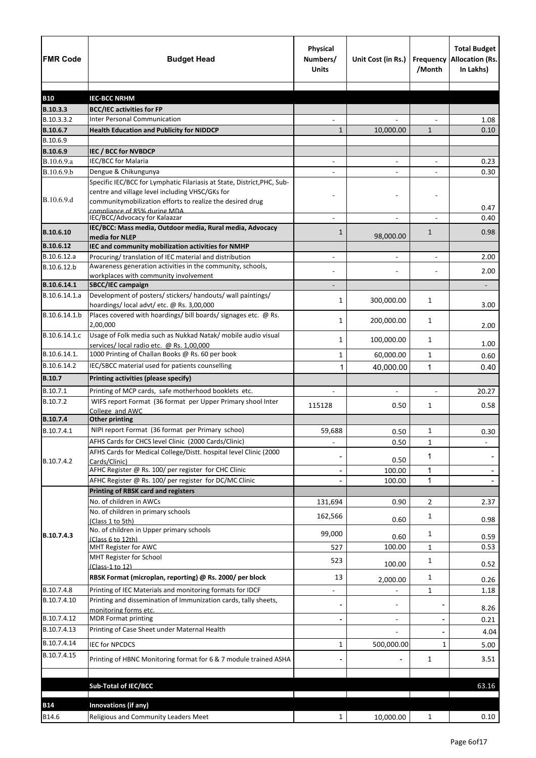| FMR Code | Budget Head | Physical Numbers/ Units | Unit Cost (in Rs.) | Frequency /Month | Total Budget Allocation (Rs. In Lakhs) |
|---|---|---|---|---|---|
| **B10** | **IEC-BCC NRHM** | | | | |
| **B.10.3.3** | **BCC/IEC activities for FP** | | | | |
| B.10.3.3.2 | Inter Personal Communication | - | - | - | 1.08 |
| **B.10.6.7** | **Health Education and Publicity for NIDDCP** | 1 | 10,000.00 | 1 | 0.10 |
| B.10.6.9 | | | | | |
| **B.10.6.9** | **IEC / BCC for NVBDCP** | | | | |
| B.10.6.9.a | IEC/BCC for Malaria | - | - | - | 0.23 |
| B.10.6.9.b | Dengue & Chikungunya | - | - | - | 0.30 |
| B.10.6.9.d | Specific IEC/BCC for Lymphatic Filariasis at State, District,PHC, Sub-centre and village level including VHSC/GKs for communitymobilization efforts to realize the desired drug compliance of 85% during MDA | - | - | - | 0.47 |
| | IEC/BCC/Advocacy for Kalaazar | - | - | - | 0.40 |
| **B.10.6.10** | **IEC/BCC: Mass media, Outdoor media, Rural media, Advocacy media for NLEP** | 1 | 98,000.00 | 1 | 0.98 |
| **B.10.6.12** | **IEC and community mobilization activities for NMHP** | | | | |
| B.10.6.12.a | Procuring/ translation of IEC material and distribution | - | - | - | 2.00 |
| B.10.6.12.b | Awareness generation activities in the community, schools, workplaces with community involvement | - | - | - | 2.00 |
| **B.10.6.14.1** | **SBCC/IEC campaign** | - | | | - |
| B.10.6.14.1.a | Development of posters/ stickers/ handouts/ wall paintings/ hoardings/ local advt/ etc. @ Rs. 3,00,000 | 1 | 300,000.00 | 1 | 3.00 |
| B.10.6.14.1.b | Places covered with hoardings/ bill boards/ signages etc. @ Rs. 2,00,000 | 1 | 200,000.00 | 1 | 2.00 |
| B.10.6.14.1.c | Usage of Folk media such as Nukkad Natak/ mobile audio visual services/ local radio etc. @ Rs. 1,00,000 | 1 | 100,000.00 | 1 | 1.00 |
| B.10.6.14.1. | 1000 Printing of Challan Books @ Rs. 60 per book | 1 | 60,000.00 | 1 | 0.60 |
| B.10.6.14.2 | IEC/SBCC material used for patients counselling | 1 | 40,000.00 | 1 | 0.40 |
| **B.10.7** | **Printing activities (please specify)** | | | | |
| B.10.7.1 | Printing of MCP cards, safe motherhood booklets etc. | - | - | - | 20.27 |
| B.10.7.2 | WIFS report Format (36 format per Upper Primary shool Inter College and AWC | 115128 | 0.50 | 1 | 0.58 |
| **B.10.7.4** | **Other printing** | | | | |
| B.10.7.4.1 | NIPI report Format (36 format per Primary schoo) | 59,688 | 0.50 | 1 | 0.30 |
| B.10.7.4.2 | AFHS Cards for CHCS level Clinic (2000 Cards/Clinic) | - | 0.50 | 1 | - |
| | AFHS Cards for Medical College/Distt. hospital level Clinic (2000 Cards/Clinic) | - | 0.50 | 1 | - |
| | AFHC Register @ Rs. 100/ per register for CHC Clinic | - | 100.00 | 1 | - |
| | AFHC Register @ Rs. 100/ per register for DC/MC Clinic | - | 100.00 | 1 | - |
| **B.10.7.4.3** | **Printing of RBSK card and registers** | | | | |
| | No. of children in AWCs | 131,694 | 0.90 | 2 | 2.37 |
| | No. of children in primary schools (Class 1 to 5th) | 162,566 | 0.60 | 1 | 0.98 |
| | No. of children in Upper primary schools (Class 6 to 12th) | 99,000 | 0.60 | 1 | 0.59 |
| | MHT Register for AWC | 527 | 100.00 | 1 | 0.53 |
| | MHT Register for School (Class-1 to 12) | 523 | 100.00 | 1 | 0.52 |
| | **RBSK Format (microplan, reporting) @ Rs. 2000/ per block** | 13 | 2,000.00 | 1 | 0.26 |
| B.10.7.4.8 | Printing of IEC Materials and monitoring formats for IDCF | - | - | 1 | 1.18 |
| B.10.7.4.10 | Printing and dissemination of Immunization cards, tally sheets, monitoring forms etc. | - | - | - | 8.26 |
| B.10.7.4.12 | MDR Format printing | - | - | - | 0.21 |
| B.10.7.4.13 | Printing of Case Sheet under Maternal Health | | - | - | 4.04 |
| B.10.7.4.14 | IEC for NPCDCS | 1 | 500,000.00 | 1 | 5.00 |
| B.10.7.4.15 | Printing of HBNC Monitoring format for 6 & 7 module trained ASHA | - | - | 1 | 3.51 |
| | | | | | |
| | **Sub-Total of IEC/BCC** | | | | **63.16** |
| | | | | | |
| **B14** | **Innovations (if any)** | | | | |
| B14.6 | Religious and Community Leaders Meet | 1 | 10,000.00 | 1 | 0.10 |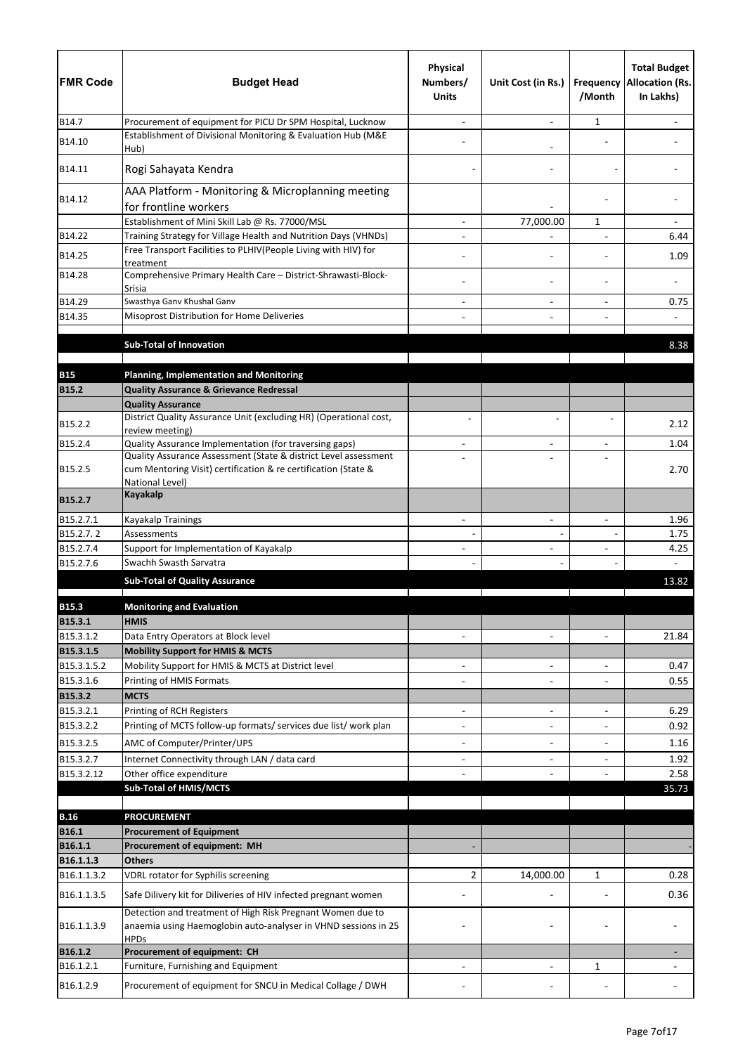| FMR Code | Budget Head | Physical Numbers/ Units | Unit Cost (in Rs.) | Frequency /Month | Total Budget Allocation (Rs. In Lakhs) |
|---|---|---|---|---|---|
| B14.7 | Procurement of equipment for PICU Dr SPM Hospital, Lucknow | - | - | 1 | - |
| B14.10 | Establishment of Divisional Monitoring & Evaluation Hub (M&E Hub) | - | - | - | - |
| B14.11 | Rogi Sahayata Kendra | - | - | - | - |
| B14.12 | AAA Platform - Monitoring & Microplanning meeting for frontline workers | | - | - | - |
| | Establishment of Mini Skill Lab @ Rs. 77000/MSL | - | 77,000.00 | 1 | - |
| B14.22 | Training Strategy for Village Health and Nutrition Days (VHNDs) | - | - | - | 6.44 |
| B14.25 | Free Transport Facilities to PLHIV(People Living with HIV) for treatment | - | - | - | 1.09 |
| B14.28 | Comprehensive Primary Health Care – District-Shrawasti-Block-Srisia | - | - | - | - |
| B14.29 | Swasthya Ganv Khushal Ganv | - | - | - | 0.75 |
| B14.35 | Misoprost Distribution for Home Deliveries | - | - | - | - |
| | | | | | |
| | **Sub-Total of Innovation** | | | | 8.38 |
| | | | | | |
| **B15** | **Planning, Implementation and Monitoring** | | | | |
| **B15.2** | **Quality Assurance & Grievance Redressal** | | | | |
| | **Quality Assurance** | | | | |
| B15.2.2 | District Quality Assurance Unit (excluding HR) (Operational cost, review meeting) | - | - | - | 2.12 |
| B15.2.4 | Quality Assurance Implementation (for traversing gaps) | - | - | - | 1.04 |
| B15.2.5 | Quality Assurance Assessment (State & district Level assessment cum Mentoring Visit) certification & re certification (State & National Level) | - | - | - | 2.70 |
| **B15.2.7** | **Kayakalp** | | | | |
| B15.2.7.1 | Kayakalp Trainings | - | - | - | 1.96 |
| B15.2.7. 2 | Assessments | - | - | - | 1.75 |
| B15.2.7.4 | Support for Implementation of Kayakalp | - | - | - | 4.25 |
| B15.2.7.6 | Swachh Swasth Sarvatra | - | - | - | - |
| | **Sub-Total of Quality Assurance** | | | | 13.82 |
| | | | | | |
| **B15.3** | **Monitoring and Evaluation** | | | | |
| **B15.3.1** | **HMIS** | | | | |
| B15.3.1.2 | Data Entry Operators at Block level | - | - | - | 21.84 |
| **B15.3.1.5** | **Mobility Support for HMIS & MCTS** | | | | |
| B15.3.1.5.2 | Mobility Support for HMIS & MCTS at District level | - | - | - | 0.47 |
| B15.3.1.6 | Printing of HMIS Formats | - | - | - | 0.55 |
| **B15.3.2** | **MCTS** | | | | |
| B15.3.2.1 | Printing of RCH Registers | - | - | - | 6.29 |
| B15.3.2.2 | Printing of MCTS follow-up formats/ services due list/ work plan | - | - | - | 0.92 |
| B15.3.2.5 | AMC of Computer/Printer/UPS | - | - | - | 1.16 |
| B15.3.2.7 | Internet Connectivity through LAN / data card | - | - | - | 1.92 |
| B15.3.2.12 | Other office expenditure | - | - | - | 2.58 |
| | **Sub-Total of HMIS/MCTS** | | | | 35.73 |
| | | | | | |
| **B.16** | **PROCUREMENT** | | | | |
| **B16.1** | **Procurement of Equipment** | | | | |
| **B16.1.1** | **Procurement of equipment: MH** | - | | | - |
| **B16.1.1.3** | **Others** | | | | |
| B16.1.1.3.2 | VDRL rotator for Syphilis screening | 2 | 14,000.00 | 1 | 0.28 |
| B16.1.1.3.5 | Safe Dilivery kit for Diliveries of HIV infected pregnant women | - | - | - | 0.36 |
| B16.1.1.3.9 | Detection and treatment of High Risk Pregnant Women due to anaemia using Haemoglobin auto-analyser in VHND sessions in 25 HPDs | - | - | - | - |
| **B16.1.2** | **Procurement of equipment: CH** | | | | - |
| B16.1.2.1 | Furniture, Furnishing and Equipment | - | - | 1 | - |
| B16.1.2.9 | Procurement of equipment for SNCU in Medical Collage / DWH | - | - | - | - |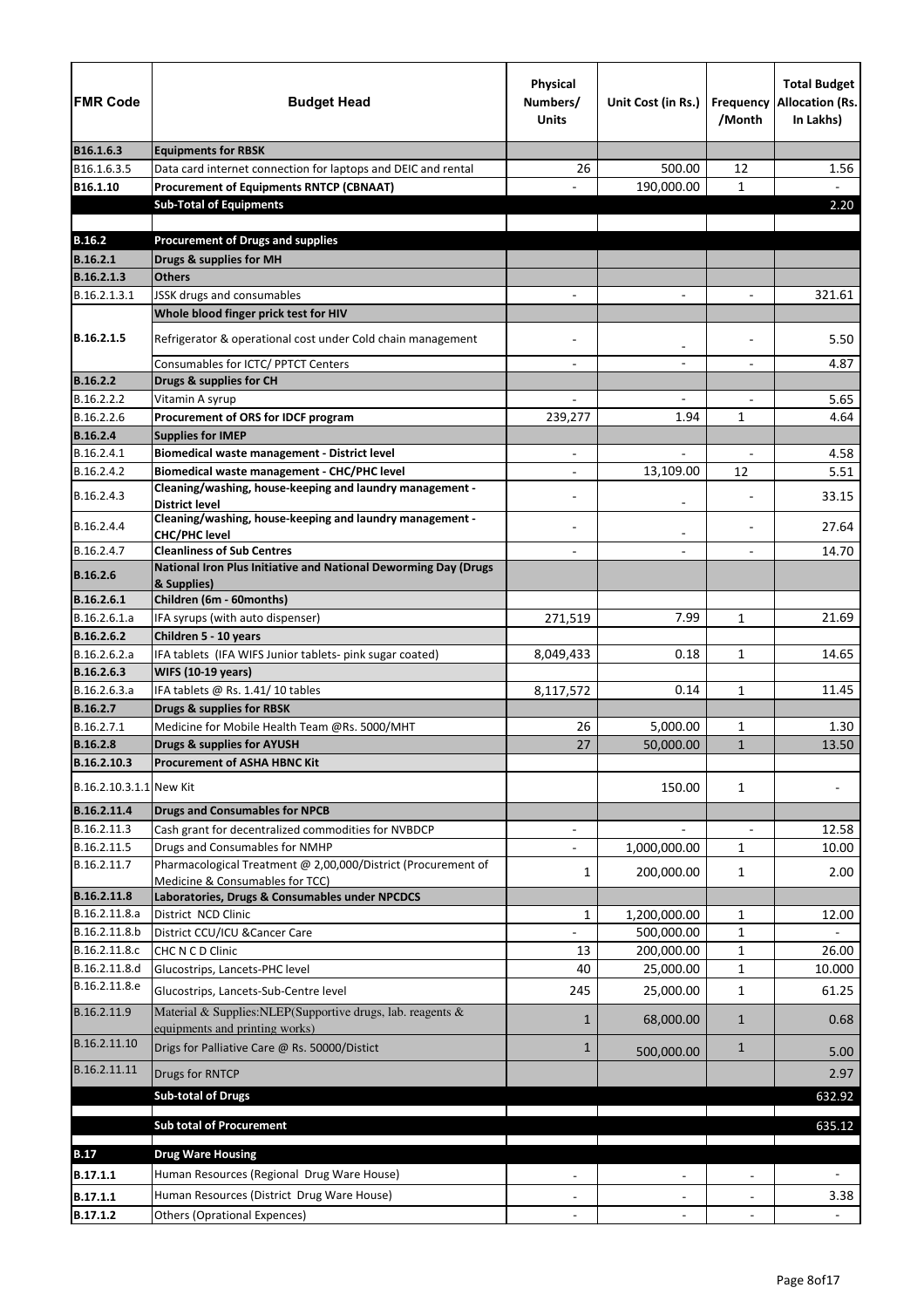| FMR Code | Budget Head | Physical Numbers/ Units | Unit Cost (in Rs.) | Frequency /Month | Total Budget Allocation (Rs. In Lakhs) |
|---|---|---|---|---|---|
| **B16.1.6.3** | **Equipments for RBSK** | | | | |
| B16.1.6.3.5 | Data card internet connection for laptops and DEIC and rental | 26 | 500.00 | 12 | 1.56 |
| **B16.1.10** | **Procurement of Equipments RNTCP (CBNAAT)** | - | 190,000.00 | 1 | - |
| | **Sub-Total of Equipments** | | | | 2.20 |
| | | | | | |
| **B.16.2** | **Procurement of Drugs and supplies** | | | | |
| **B.16.2.1** | **Drugs & supplies for MH** | | | | |
| **B.16.2.1.3** | **Others** | | | | |
| B.16.2.1.3.1 | JSSK drugs and consumables | - | - | - | 321.61 |
| **B.16.2.1.5** | **Whole blood finger prick test for HIV** | | | | |
| | Refrigerator & operational cost under Cold chain management | - | - | - | 5.50 |
| | Consumables for ICTC/ PPTCT Centers | - | - | - | 4.87 |
| **B.16.2.2** | **Drugs & supplies for CH** | | | | |
| B.16.2.2.2 | Vitamin A syrup | - | - | - | 5.65 |
| B.16.2.2.6 | **Procurement of ORS for IDCF program** | 239,277 | 1.94 | 1 | 4.64 |
| **B.16.2.4** | **Supplies for IMEP** | | | | |
| B.16.2.4.1 | **Biomedical waste management - District level** | - | - | - | 4.58 |
| B.16.2.4.2 | **Biomedical waste management - CHC/PHC level** | - | 13,109.00 | 12 | 5.51 |
| B.16.2.4.3 | **Cleaning/washing, house-keeping and laundry management - District level** | - | - | - | 33.15 |
| B.16.2.4.4 | **Cleaning/washing, house-keeping and laundry management - CHC/PHC level** | - | - | - | 27.64 |
| B.16.2.4.7 | **Cleanliness of Sub Centres** | - | - | - | 14.70 |
| **B.16.2.6** | **National Iron Plus Initiative and National Deworming Day (Drugs & Supplies)** | | | | |
| **B.16.2.6.1** | **Children (6m - 60months)** | | | | |
| B.16.2.6.1.a | IFA syrups (with auto dispenser) | 271,519 | 7.99 | 1 | 21.69 |
| **B.16.2.6.2** | **Children 5 - 10 years** | | | | |
| B.16.2.6.2.a | IFA tablets (IFA WIFS Junior tablets- pink sugar coated) | 8,049,433 | 0.18 | 1 | 14.65 |
| **B.16.2.6.3** | **WIFS (10-19 years)** | | | | |
| B.16.2.6.3.a | IFA tablets @ Rs. 1.41/ 10 tables | 8,117,572 | 0.14 | 1 | 11.45 |
| **B.16.2.7** | **Drugs & supplies for RBSK** | | | | |
| B.16.2.7.1 | Medicine for Mobile Health Team @Rs. 5000/MHT | 26 | 5,000.00 | 1 | 1.30 |
| **B.16.2.8** | **Drugs & supplies for AYUSH** | 27 | 50,000.00 | 1 | 13.50 |
| **B.16.2.10.3** | **Procurement of ASHA HBNC Kit** | | | | |
| B.16.2.10.3.1.1 | New Kit | | 150.00 | 1 | - |
| **B.16.2.11.4** | **Drugs and Consumables for NPCB** | | | | |
| B.16.2.11.3 | Cash grant for decentralized commodities for NVBDCP | - | - | - | 12.58 |
| B.16.2.11.5 | Drugs and Consumables for NMHP | - | 1,000,000.00 | 1 | 10.00 |
| B.16.2.11.7 | Pharmacological Treatment @ 2,00,000/District (Procurement of Medicine & Consumables for TCC) | 1 | 200,000.00 | 1 | 2.00 |
| **B.16.2.11.8** | **Laboratories, Drugs & Consumables under NPCDCS** | | | | |
| B.16.2.11.8.a | District NCD Clinic | 1 | 1,200,000.00 | 1 | 12.00 |
| B.16.2.11.8.b | District CCU/ICU &Cancer Care | - | 500,000.00 | 1 | - |
| B.16.2.11.8.c | CHC N C D Clinic | 13 | 200,000.00 | 1 | 26.00 |
| B.16.2.11.8.d | Glucostrips, Lancets-PHC level | 40 | 25,000.00 | 1 | 10.000 |
| B.16.2.11.8.e | Glucostrips, Lancets-Sub-Centre level | 245 | 25,000.00 | 1 | 61.25 |
| B.16.2.11.9 | Material & Supplies:NLEP(Supportive drugs, lab. reagents & equipments and printing works) | 1 | 68,000.00 | 1 | 0.68 |
| B.16.2.11.10 | Drigs for Palliative Care @ Rs. 50000/Distict | 1 | 500,000.00 | 1 | 5.00 |
| B.16.2.11.11 | Drugs for RNTCP | | | | 2.97 |
| | **Sub-total of Drugs** | | | | 632.92 |
| | | | | | |
| | **Sub total of Procurement** | | | | 635.12 |
| | | | | | |
| **B.17** | **Drug Ware Housing** | | | | |
| **B.17.1.1** | Human Resources (Regional Drug Ware House) | - | - | - | - |
| **B.17.1.1** | Human Resources (District Drug Ware House) | - | - | - | 3.38 |
| **B.17.1.2** | Others (Oprational Expences) | - | - | - | - |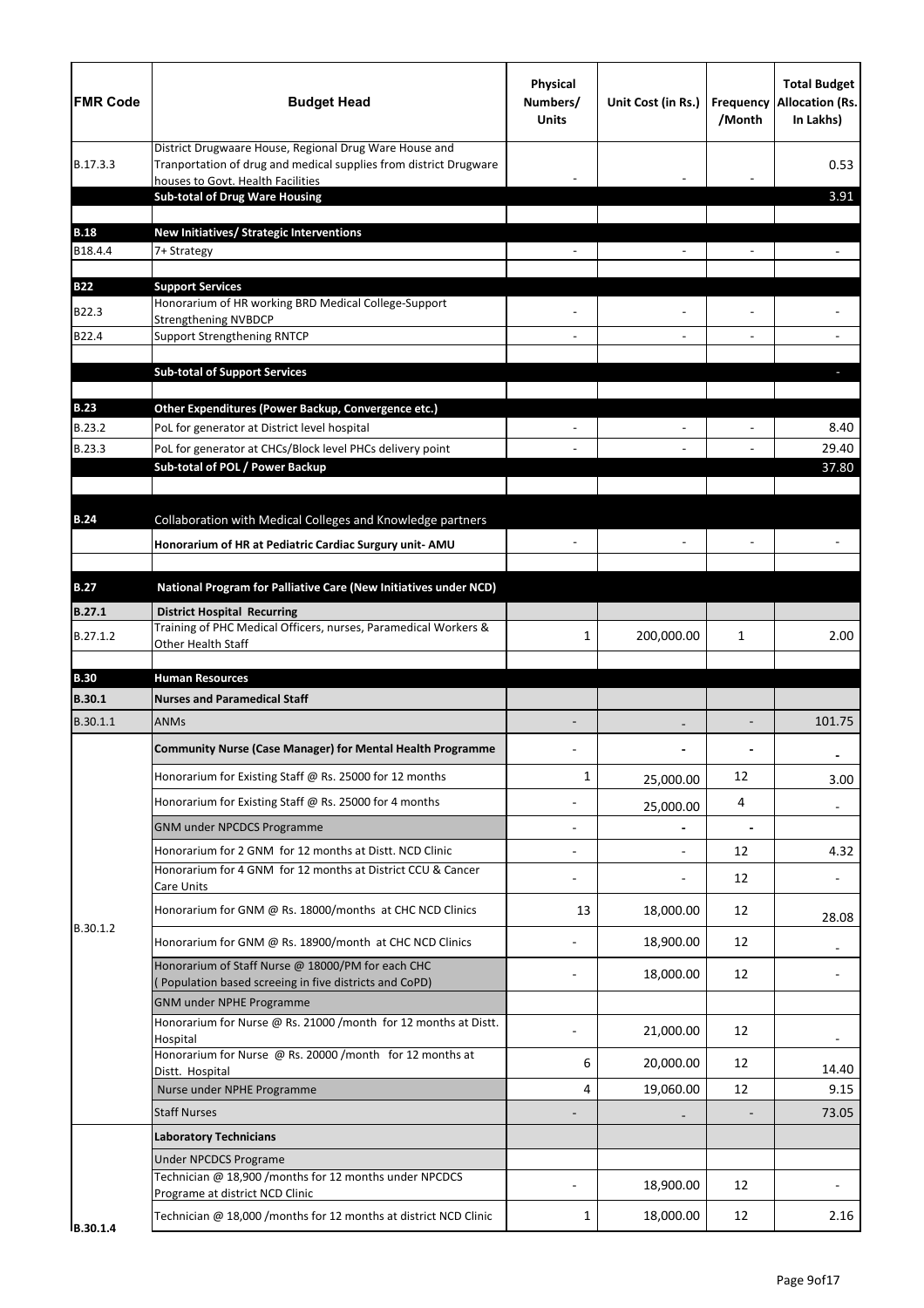| FMR Code | Budget Head | Physical Numbers/ Units | Unit Cost (in Rs.) | Frequency /Month | Total Budget Allocation (Rs. In Lakhs) |
|---|---|---|---|---|---|
| B.17.3.3 | District Drugwaare House, Regional Drug Ware House and Tranportation of drug and medical supplies from district Drugware houses to Govt. Health Facilities | - | - | - | 0.53 |
| | **Sub-total of Drug Ware Housing** | | | | 3.91 |
| | | | | | |
| **B.18** | **New Initiatives/ Strategic Interventions** | | | | |
| B18.4.4 | 7+ Strategy | - | - | - | - |
| | | | | | |
| **B22** | **Support Services** | | | | |
| B22.3 | Honorarium of HR working BRD Medical College-Support Strengthening NVBDCP | - | - | - | - |
| B22.4 | Support Strengthening RNTCP | - | - | - | - |
| | | | | | |
| | **Sub-total of Support Services** | | | | - |
| | | | | | |
| **B.23** | **Other Expenditures (Power Backup, Convergence etc.)** | | | | |
| B.23.2 | PoL for generator at District level hospital | - | - | - | 8.40 |
| B.23.3 | PoL for generator at CHCs/Block level PHCs delivery point | - | - | - | 29.40 |
| | **Sub-total of POL / Power Backup** | | | | 37.80 |
| | | | | | |
| **B.24** | Collaboration with Medical Colleges and Knowledge partners | | | | |
| | **Honorarium of HR at Pediatric Cardiac Surgury unit- AMU** | - | - | - | - |
| | | | | | |
| **B.27** | **National Program for Palliative Care (New Initiatives under NCD)** | | | | |
| **B.27.1** | **District Hospital Recurring** | | | | |
| B.27.1.2 | Training of PHC Medical Officers, nurses, Paramedical Workers & Other Health Staff | 1 | 200,000.00 | 1 | 2.00 |
| | | | | | |
| **B.30** | **Human Resources** | | | | |
| **B.30.1** | **Nurses and Paramedical Staff** | | | | |
| B.30.1.1 | ANMs | - | - | - | 101.75 |
| B.30.1.2 | **Community Nurse (Case Manager) for Mental Health Programme** | - | - | - | - |
| | Honorarium for Existing Staff @ Rs. 25000 for 12 months | 1 | 25,000.00 | 12 | 3.00 |
| | Honorarium for Existing Staff @ Rs. 25000 for 4 months | - | 25,000.00 | 4 | - |
| | GNM under NPCDCS Programme | - | - | - | |
| | Honorarium for 2 GNM for 12 months at Distt. NCD Clinic | - | - | 12 | 4.32 |
| | Honorarium for 4 GNM for 12 months at District CCU & Cancer Care Units | - | - | 12 | - |
| | Honorarium for GNM @ Rs. 18000/months at CHC NCD Clinics | 13 | 18,000.00 | 12 | 28.08 |
| | Honorarium for GNM @ Rs. 18900/month at CHC NCD Clinics | - | 18,900.00 | 12 | - |
| | Honorarium of Staff Nurse @ 18000/PM for each CHC ( Population based screeing in five districts and CoPD) | - | 18,000.00 | 12 | - |
| | GNM under NPHE Programme | | | | |
| | Honorarium for Nurse @ Rs. 21000 /month for 12 months at Distt. Hospital | - | 21,000.00 | 12 | - |
| | Honorarium for Nurse @ Rs. 20000 /month for 12 months at Distt. Hospital | 6 | 20,000.00 | 12 | 14.40 |
| | Nurse under NPHE Programme | 4 | 19,060.00 | 12 | 9.15 |
| | Staff Nurses | - | - | - | 73.05 |
| B.30.1.4 | **Laboratory Technicians** | | | | |
| | Under NPCDCS Programe | | | | |
| | Technician @ 18,900 /months for 12 months under NPCDCS Programe at district NCD Clinic | - | 18,900.00 | 12 | - |
| | Technician @ 18,000 /months for 12 months at district NCD Clinic | 1 | 18,000.00 | 12 | 2.16 |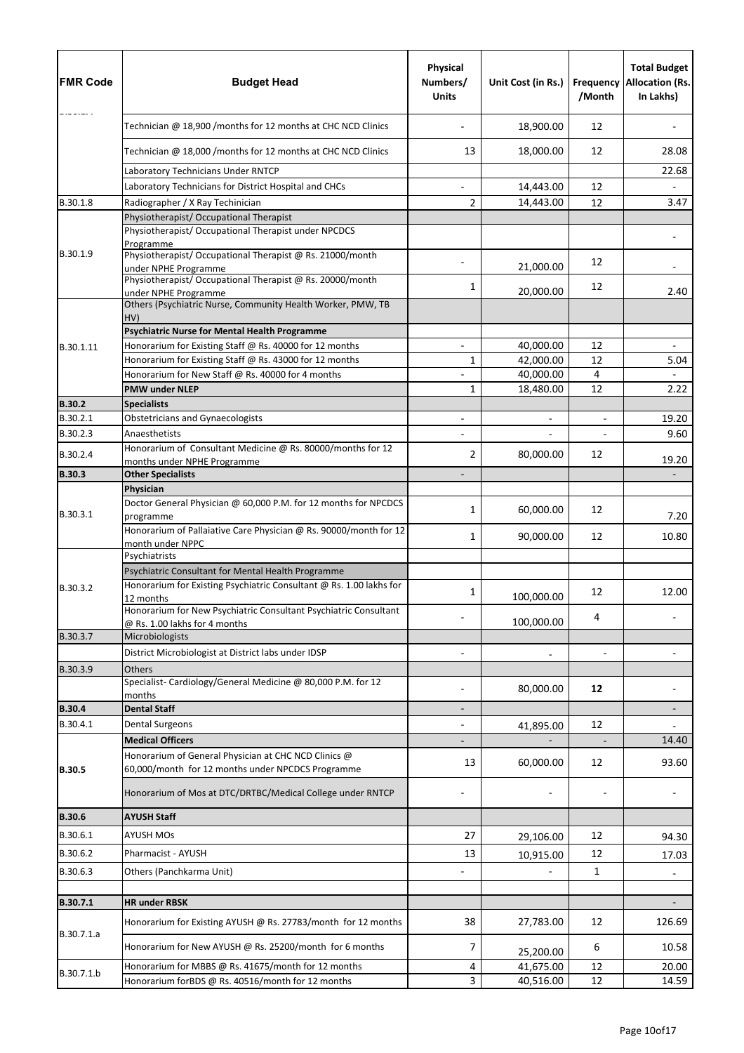| FMR Code | Budget Head | Physical Numbers/ Units | Unit Cost (in Rs.) | Frequency /Month | Total Budget Allocation (Rs. In Lakhs) |
|---|---|---|---|---|---|
| | Technician @ 18,900 /months for 12 months at CHC NCD Clinics | - | 18,900.00 | 12 | - |
| | Technician @ 18,000 /months for 12 months at CHC NCD Clinics | 13 | 18,000.00 | 12 | 28.08 |
| | Laboratory Technicians Under RNTCP | | | | 22.68 |
| | Laboratory Technicians for District Hospital and CHCs | - | 14,443.00 | 12 | - |
| B.30.1.8 | Radiographer / X Ray Techinician | 2 | 14,443.00 | 12 | 3.47 |
| B.30.1.9 | Physiotherapist/ Occupational Therapist | | | | |
| | Physiotherapist/ Occupational Therapist under NPCDCS Programme | | | | - |
| | Physiotherapist/ Occupational Therapist @ Rs. 21000/month under NPHE Programme | - | 21,000.00 | 12 | - |
| | Physiotherapist/ Occupational Therapist @ Rs. 20000/month under NPHE Programme | 1 | 20,000.00 | 12 | 2.40 |
| B.30.1.11 | Others (Psychiatric Nurse, Community Health Worker, PMW, TB HV) | | | | |
| | **Psychiatric Nurse for Mental Health Programme** | | | | |
| | Honorarium for Existing Staff @ Rs. 40000 for 12 months | - | 40,000.00 | 12 | - |
| | Honorarium for Existing Staff @ Rs. 43000 for 12 months | 1 | 42,000.00 | 12 | 5.04 |
| | Honorarium for New Staff @ Rs. 40000 for 4 months | - | 40,000.00 | 4 | - |
| | **PMW under NLEP** | 1 | 18,480.00 | 12 | 2.22 |
| **B.30.2** | **Specialists** | | | | |
| B.30.2.1 | Obstetricians and Gynaecologists | - | - | - | 19.20 |
| B.30.2.3 | Anaesthetists | - | - | - | 9.60 |
| B.30.2.4 | Honorarium of Consultant Medicine @ Rs. 80000/months for 12 months under NPHE Programme | 2 | 80,000.00 | 12 | 19.20 |
| **B.30.3** | **Other Specialists** | - | | | - |
| B.30.3.1 | **Physician** | | | | |
| | Doctor General Physician @ 60,000 P.M. for 12 months for NPCDCS programme | 1 | 60,000.00 | 12 | 7.20 |
| | Honorarium of Pallaiative Care Physician @ Rs. 90000/month for 12 month under NPPC | 1 | 90,000.00 | 12 | 10.80 |
| B.30.3.2 | Psychiatrists | | | | |
| | Psychiatric Consultant for Mental Health Programme | | | | |
| | Honorarium for Existing Psychiatric Consultant @ Rs. 1.00 lakhs for 12 months | 1 | 100,000.00 | 12 | 12.00 |
| | Honorarium for New Psychiatric Consultant Psychiatric Consultant @ Rs. 1.00 lakhs for 4 months | - | 100,000.00 | 4 | - |
| B.30.3.7 | Microbiologists | | | | |
| | District Microbiologist at District labs under IDSP | - | - | - | - |
| B.30.3.9 | Others | | | | |
| | Specialist- Cardiology/General Medicine @ 80,000 P.M. for 12 months | - | 80,000.00 | **12** | - |
| **B.30.4** | **Dental Staff** | - | | | - |
| B.30.4.1 | Dental Surgeons | - | 41,895.00 | 12 | - |
| **B.30.5** | **Medical Officers** | - | - | - | 14.40 |
| | Honorarium of General Physician at CHC NCD Clinics @ 60,000/month for 12 months under NPCDCS Programme | 13 | 60,000.00 | 12 | 93.60 |
| | Honorarium of Mos at DTC/DRTBC/Medical College under RNTCP | - | - | - | - |
| **B.30.6** | **AYUSH Staff** | | | | |
| B.30.6.1 | AYUSH MOs | 27 | 29,106.00 | 12 | 94.30 |
| B.30.6.2 | Pharmacist - AYUSH | 13 | 10,915.00 | 12 | 17.03 |
| B.30.6.3 | Others (Panchkarma Unit) | - | - | 1 | - |
| | | | | | |
| **B.30.7.1** | **HR under RBSK** | | | | - |
| B.30.7.1.a | Honorarium for Existing AYUSH @ Rs. 27783/month for 12 months | 38 | 27,783.00 | 12 | 126.69 |
| | Honorarium for New AYUSH @ Rs. 25200/month for 6 months | 7 | 25,200.00 | 6 | 10.58 |
| B.30.7.1.b | Honorarium for MBBS @ Rs. 41675/month for 12 months | 4 | 41,675.00 | 12 | 20.00 |
| | Honorarium forBDS @ Rs. 40516/month for 12 months | 3 | 40,516.00 | 12 | 14.59 |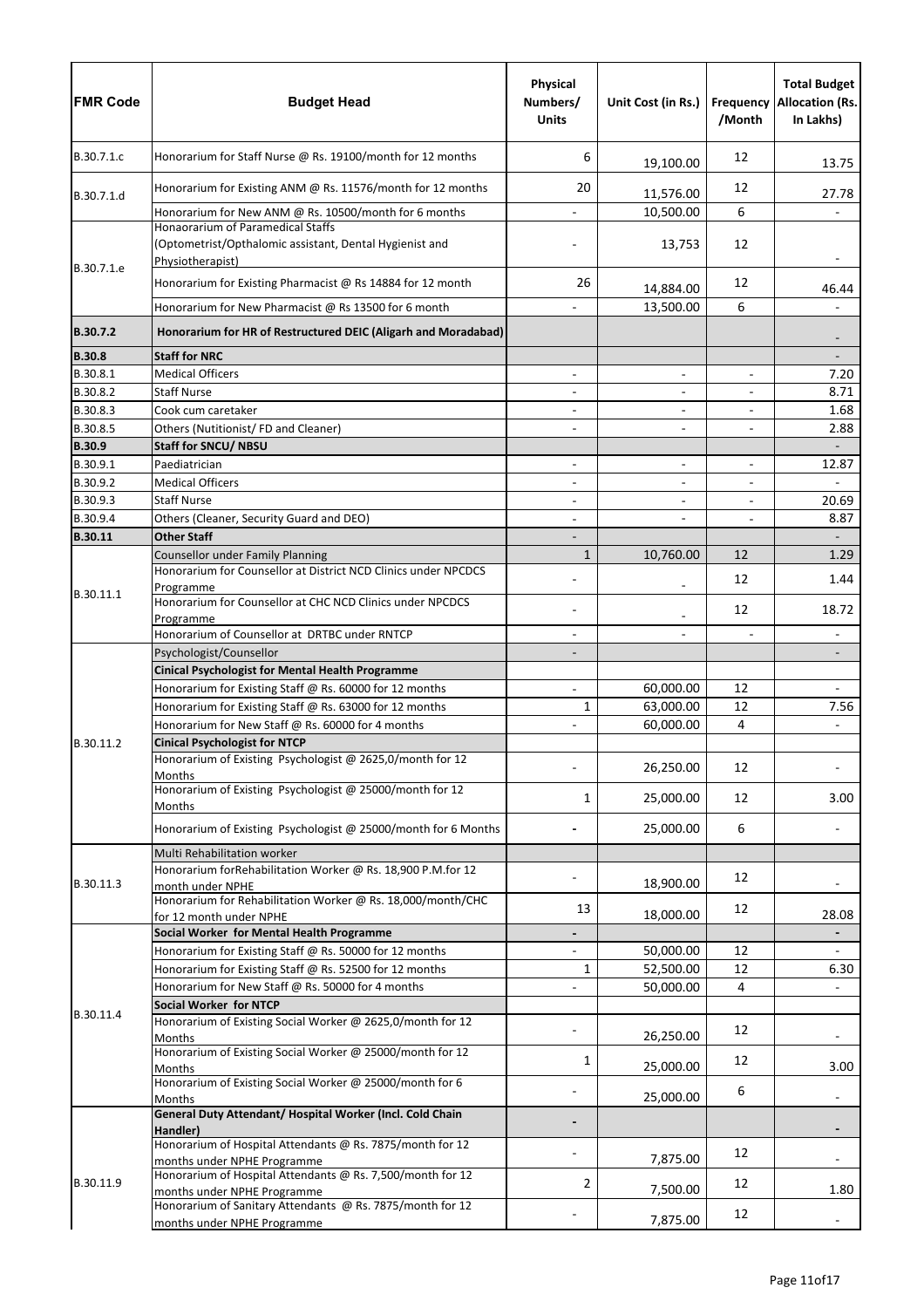| FMR Code | Budget Head | Physical Numbers/ Units | Unit Cost (in Rs.) | Frequency /Month | Total Budget Allocation (Rs. In Lakhs) |
|---|---|---|---|---|---|
| B.30.7.1.c | Honorarium for Staff Nurse @ Rs. 19100/month for 12 months | 6 | 19,100.00 | 12 | 13.75 |
| B.30.7.1.d | Honorarium for Existing ANM @ Rs. 11576/month for 12 months | 20 | 11,576.00 | 12 | 27.78 |
| | Honorarium for New ANM @ Rs. 10500/month for 6 months | - | 10,500.00 | 6 | - |
| B.30.7.1.e | Honaorarium of Paramedical Staffs (Optometrist/Opthalomic assistant, Dental Hygienist and Physiotherapist) | - | 13,753 | 12 | - |
| | Honorarium for Existing Pharmacist @ Rs 14884 for 12 month | 26 | 14,884.00 | 12 | 46.44 |
| | Honorarium for New Pharmacist @ Rs 13500 for 6 month | - | 13,500.00 | 6 | - |
| **B.30.7.2** | **Honorarium for HR of Restructured DEIC (Aligarh and Moradabad)** | | | | - |
| **B.30.8** | **Staff for NRC** | | | | - |
| B.30.8.1 | Medical Officers | - | - | - | 7.20 |
| B.30.8.2 | Staff Nurse | - | - | - | 8.71 |
| B.30.8.3 | Cook cum caretaker | - | - | - | 1.68 |
| B.30.8.5 | Others (Nutitionist/ FD and Cleaner) | - | - | - | 2.88 |
| **B.30.9** | **Staff for SNCU/ NBSU** | | | | - |
| B.30.9.1 | Paediatrician | - | - | - | 12.87 |
| B.30.9.2 | Medical Officers | - | - | - | - |
| B.30.9.3 | Staff Nurse | - | - | - | 20.69 |
| B.30.9.4 | Others (Cleaner, Security Guard and DEO) | - | - | - | 8.87 |
| **B.30.11** | **Other Staff** | - | | | - |
| B.30.11.1 | Counsellor under Family Planning | 1 | 10,760.00 | 12 | 1.29 |
| | Honorarium for Counsellor at District NCD Clinics under NPCDCS Programme | - | - | 12 | 1.44 |
| | Honorarium for Counsellor at CHC NCD Clinics under NPCDCS Programme | - | - | 12 | 18.72 |
| | Honorarium of Counsellor at DRTBC under RNTCP | - | - | - | - |
| B.30.11.2 | Psychologist/Counsellor | - | | | - |
| | **Cinical Psychologist for Mental Health Programme** | | | | |
| | Honorarium for Existing Staff @ Rs. 60000 for 12 months | - | 60,000.00 | 12 | - |
| | Honorarium for Existing Staff @ Rs. 63000 for 12 months | 1 | 63,000.00 | 12 | 7.56 |
| | Honorarium for New Staff @ Rs. 60000 for 4 months | - | 60,000.00 | 4 | - |
| | **Cinical Psychologist for NTCP** | | | | |
| | Honorarium of Existing Psychologist @ 2625,0/month for 12 Months | - | 26,250.00 | 12 | - |
| | Honorarium of Existing Psychologist @ 25000/month for 12 Months | 1 | 25,000.00 | 12 | 3.00 |
| | Honorarium of Existing Psychologist @ 25000/month for 6 Months | - | 25,000.00 | 6 | - |
| B.30.11.3 | Multi Rehabilitation worker | | | | |
| | Honorarium forRehabilitation Worker @ Rs. 18,900 P.M.for 12 month under NPHE | - | 18,900.00 | 12 | - |
| | Honorarium for Rehabilitation Worker @ Rs. 18,000/month/CHC for 12 month under NPHE | 13 | 18,000.00 | 12 | 28.08 |
| B.30.11.4 | **Social Worker for Mental Health Programme** | - | | | - |
| | Honorarium for Existing Staff @ Rs. 50000 for 12 months | - | 50,000.00 | 12 | - |
| | Honorarium for Existing Staff @ Rs. 52500 for 12 months | 1 | 52,500.00 | 12 | 6.30 |
| | Honorarium for New Staff @ Rs. 50000 for 4 months | - | 50,000.00 | 4 | - |
| | **Social Worker for NTCP** | | | | |
| | Honorarium of Existing Social Worker @ 2625,0/month for 12 Months | - | 26,250.00 | 12 | - |
| | Honorarium of Existing Social Worker @ 25000/month for 12 Months | 1 | 25,000.00 | 12 | 3.00 |
| | Honorarium of Existing Social Worker @ 25000/month for 6 Months | - | 25,000.00 | 6 | - |
| B.30.11.9 | **General Duty Attendant/ Hospital Worker (Incl. Cold Chain Handler)** | - | | | - |
| | Honorarium of Hospital Attendants @ Rs. 7875/month for 12 months under NPHE Programme | - | 7,875.00 | 12 | - |
| | Honorarium of Hospital Attendants @ Rs. 7,500/month for 12 months under NPHE Programme | 2 | 7,500.00 | 12 | 1.80 |
| | Honorarium of Sanitary Attendants @ Rs. 7875/month for 12 months under NPHE Programme | - | 7,875.00 | 12 | - |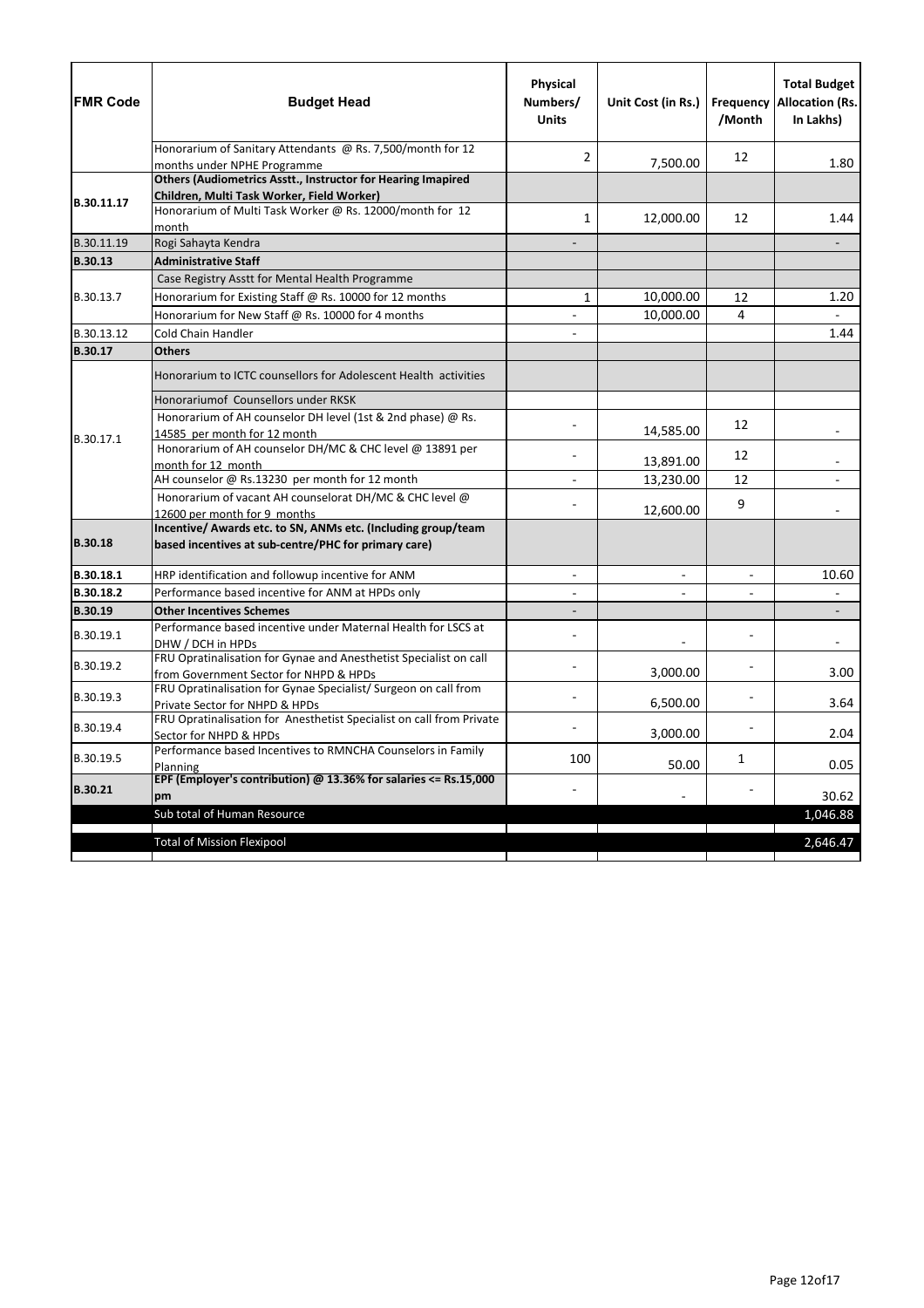| FMR Code | Budget Head | Physical Numbers/ Units | Unit Cost (in Rs.) | Frequency /Month | Total Budget Allocation (Rs. In Lakhs) |
|---|---|---|---|---|---|
| | Honorarium of Sanitary Attendants @ Rs. 7,500/month for 12 months under NPHE Programme | 2 | 7,500.00 | 12 | 1.80 |
| **B.30.11.17** | **Others (Audiometrics Asstt., Instructor for Hearing Imapired Children, Multi Task Worker, Field Worker)** | | | | |
| | Honorarium of Multi Task Worker @ Rs. 12000/month for 12 month | 1 | 12,000.00 | 12 | 1.44 |
| B.30.11.19 | Rogi Sahayta Kendra | - | | | - |
| **B.30.13** | **Administrative Staff** | | | | |
| B.30.13.7 | Case Registry Asstt for Mental Health Programme | | | | |
| | Honorarium for Existing Staff @ Rs. 10000 for 12 months | 1 | 10,000.00 | 12 | 1.20 |
| | Honorarium for New Staff @ Rs. 10000 for 4 months | - | 10,000.00 | 4 | - |
| B.30.13.12 | Cold Chain Handler | - | | | 1.44 |
| **B.30.17** | **Others** | | | | |
| B.30.17.1 | Honorarium to ICTC counsellors for Adolescent Health activities | | | | |
| | Honorariumof Counsellors under RKSK | | | | |
| | Honorarium of AH counselor DH level (1st & 2nd phase) @ Rs. 14585 per month for 12 month | - | 14,585.00 | 12 | - |
| | Honorarium of AH counselor DH/MC & CHC level @ 13891 per month for 12 month | - | 13,891.00 | 12 | - |
| | AH counselor @ Rs.13230 per month for 12 month | - | 13,230.00 | 12 | - |
| | Honorarium of vacant AH counselorat DH/MC & CHC level @ 12600 per month for 9 months | - | 12,600.00 | 9 | - |
| **B.30.18** | **Incentive/ Awards etc. to SN, ANMs etc. (Including group/team based incentives at sub-centre/PHC for primary care)** | | | | |
| **B.30.18.1** | HRP identification and followup incentive for ANM | - | - | - | 10.60 |
| **B.30.18.2** | Performance based incentive for ANM at HPDs only | - | - | - | - |
| **B.30.19** | **Other Incentives Schemes** | - | | | - |
| B.30.19.1 | Performance based incentive under Maternal Health for LSCS at DHW / DCH in HPDs | - | - | - | - |
| B.30.19.2 | FRU Opratinalisation for Gynae and Anesthetist Specialist on call from Government Sector for NHPD & HPDs | - | 3,000.00 | - | 3.00 |
| B.30.19.3 | FRU Opratinalisation for Gynae Specialist/ Surgeon on call from Private Sector for NHPD & HPDs | - | 6,500.00 | - | 3.64 |
| B.30.19.4 | FRU Opratinalisation for Anesthetist Specialist on call from Private Sector for NHPD & HPDs | - | 3,000.00 | - | 2.04 |
| B.30.19.5 | Performance based Incentives to RMNCHA Counselors in Family Planning | 100 | 50.00 | 1 | 0.05 |
| **B.30.21** | **EPF (Employer's contribution) @ 13.36% for salaries <= Rs.15,000 pm** | - | - | - | 30.62 |
| | Sub total of Human Resource | | | | 1,046.88 |
| | Total of Mission Flexipool | | | | 2,646.47 |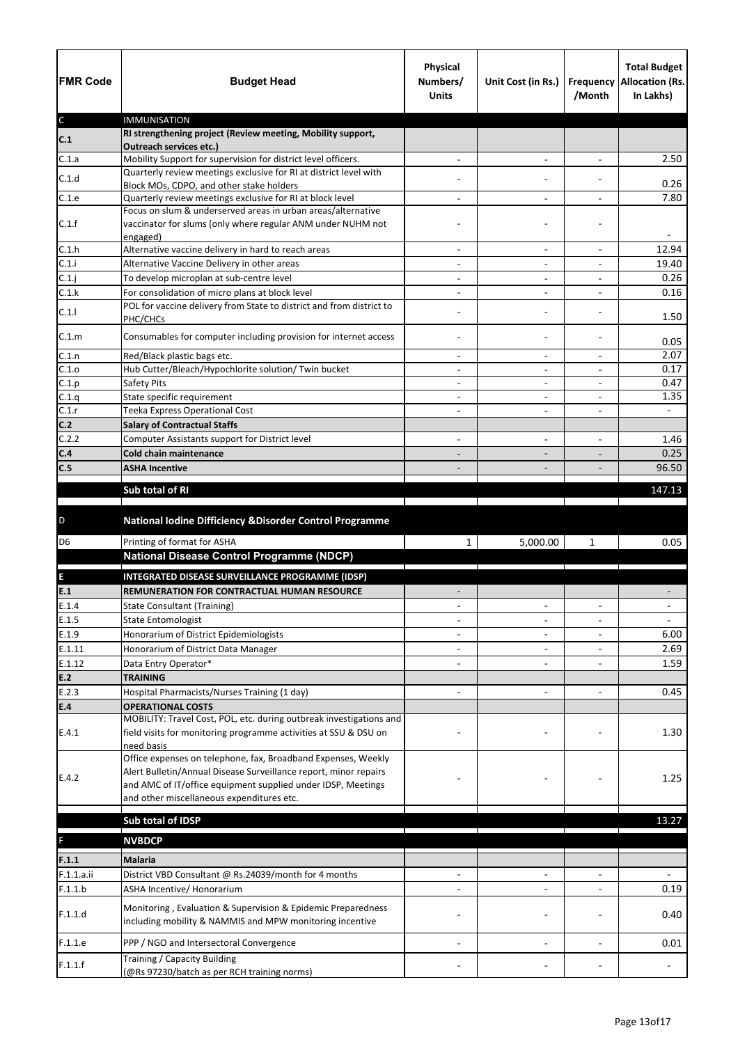| FMR Code | Budget Head | Physical Numbers/ Units | Unit Cost (in Rs.) | Frequency /Month | Total Budget Allocation (Rs. In Lakhs) |
|---|---|---|---|---|---|
| C | IMMUNISATION | | | | |
| **C.1** | **RI strengthening project (Review meeting, Mobility support, Outreach services etc.)** | | | | |
| C.1.a | Mobility Support for supervision for district level officers. | - | - | - | 2.50 |
| C.1.d | Quarterly review meetings exclusive for RI at district level with Block MOs, CDPO, and other stake holders | - | - | - | 0.26 |
| C.1.e | Quarterly review meetings exclusive for RI at block level | - | - | - | 7.80 |
| C.1.f | Focus on slum & underserved areas in urban areas/alternative vaccinator for slums (only where regular ANM under NUHM not engaged) | - | - | - | - |
| C.1.h | Alternative vaccine delivery in hard to reach areas | - | - | - | 12.94 |
| C.1.i | Alternative Vaccine Delivery in other areas | - | - | - | 19.40 |
| C.1.j | To develop microplan at sub-centre level | - | - | - | 0.26 |
| C.1.k | For consolidation of micro plans at block level | - | - | - | 0.16 |
| C.1.l | POL for vaccine delivery from State to district and from district to PHC/CHCs | - | - | - | 1.50 |
| C.1.m | Consumables for computer including provision for internet access | - | - | - | 0.05 |
| C.1.n | Red/Black plastic bags etc. | - | - | - | 2.07 |
| C.1.o | Hub Cutter/Bleach/Hypochlorite solution/ Twin bucket | - | - | - | 0.17 |
| C.1.p | Safety Pits | - | - | - | 0.47 |
| C.1.q | State specific requirement | - | - | - | 1.35 |
| C.1.r | Teeka Express Operational Cost | - | - | - | - |
| **C.2** | **Salary of Contractual Staffs** | | | | |
| C.2.2 | Computer Assistants support for District level | - | - | - | 1.46 |
| **C.4** | **Cold chain maintenance** | - | - | - | 0.25 |
| **C.5** | **ASHA Incentive** | - | - | - | 96.50 |
| | **Sub total of RI** | | | | 147.13 |
| D | **National Iodine Difficiency &Disorder Control Programme** | | | | |
| D6 | Printing of format for ASHA | 1 | 5,000.00 | 1 | 0.05 |
| | **National Disease Control Programme (NDCP)** | | | | |
| **E** | **INTEGRATED DISEASE SURVEILLANCE PROGRAMME (IDSP)** | | | | |
| **E.1** | **REMUNERATION FOR CONTRACTUAL HUMAN RESOURCE** | - | | | - |
| E.1.4 | State Consultant (Training) | - | - | - | - |
| E.1.5 | State Entomologist | - | - | - | - |
| E.1.9 | Honorarium of District Epidemiologists | - | - | - | 6.00 |
| E.1.11 | Honorarium of District Data Manager | - | - | - | 2.69 |
| E.1.12 | Data Entry Operator* | - | - | - | 1.59 |
| **E.2** | **TRAINING** | | | | |
| E.2.3 | Hospital Pharmacists/Nurses Training (1 day) | - | - | - | 0.45 |
| **E.4** | **OPERATIONAL COSTS** | | | | |
| E.4.1 | MOBILITY: Travel Cost, POL, etc. during outbreak investigations and field visits for monitoring programme activities at SSU & DSU on need basis | - | - | - | 1.30 |
| E.4.2 | Office expenses on telephone, fax, Broadband Expenses, Weekly Alert Bulletin/Annual Disease Surveillance report, minor repairs and AMC of IT/office equipment supplied under IDSP, Meetings and other miscellaneous expenditures etc. | - | - | - | 1.25 |
| | **Sub total of IDSP** | | | | 13.27 |
| F | **NVBDCP** | | | | |
| **F.1.1** | **Malaria** | | | | |
| F.1.1.a.ii | District VBD Consultant @ Rs.24039/month for 4 months | - | - | - | - |
| F.1.1.b | ASHA Incentive/ Honorarium | - | - | - | 0.19 |
| F.1.1.d | Monitoring , Evaluation & Supervision & Epidemic Preparedness including mobility & NAMMIS and MPW monitoring incentive | - | - | - | 0.40 |
| F.1.1.e | PPP / NGO and Intersectoral Convergence | - | - | - | 0.01 |
| F.1.1.f | Training / Capacity Building (@Rs 97230/batch as per RCH training norms) | - | - | - | - |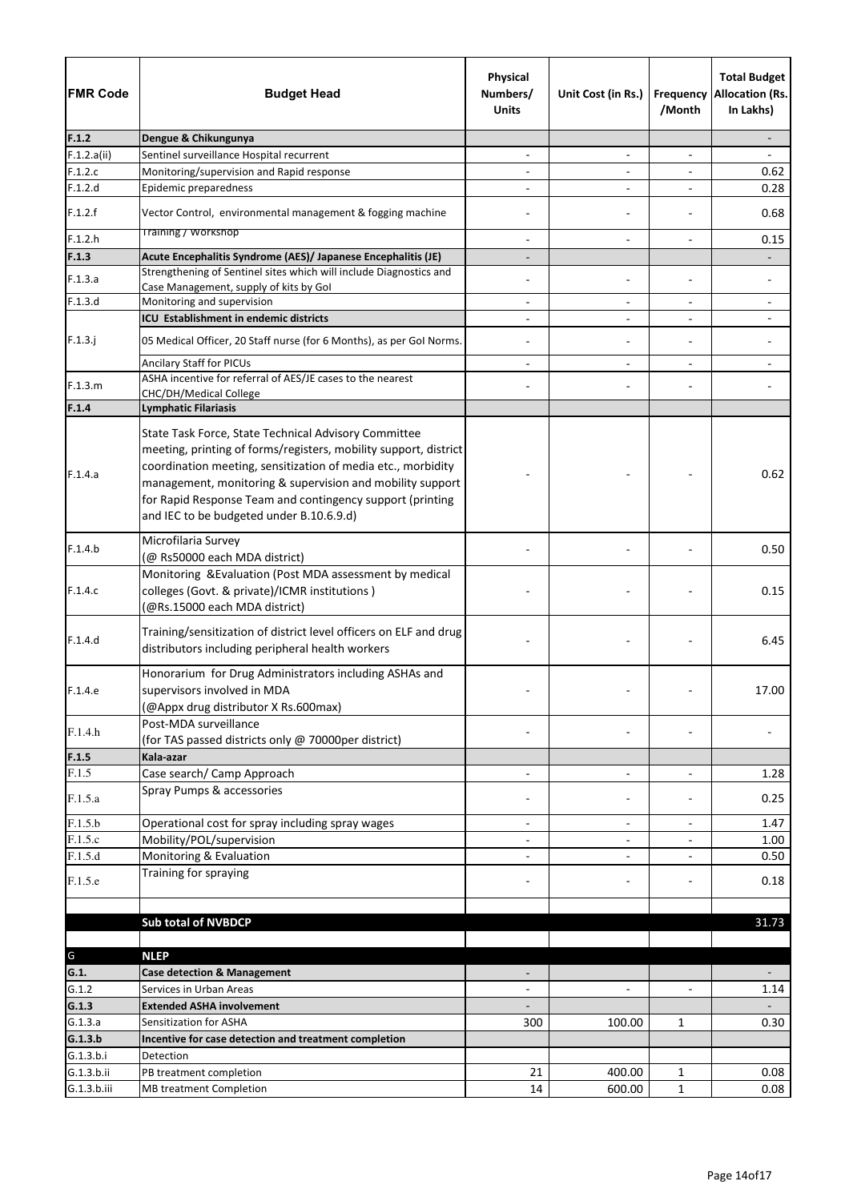| FMR Code | Budget Head | Physical Numbers/ Units | Unit Cost (in Rs.) | Frequency /Month | Total Budget Allocation (Rs. In Lakhs) |
|---|---|---|---|---|---|
| **F.1.2** | **Dengue & Chikungunya** | | | | - |
| F.1.2.a(ii) | Sentinel surveillance Hospital recurrent | - | - | - | - |
| F.1.2.c | Monitoring/supervision and Rapid response | - | - | - | 0.62 |
| F.1.2.d | Epidemic preparedness | - | - | - | 0.28 |
| F.1.2.f | Vector Control, environmental management & fogging machine | - | - | - | 0.68 |
| F.1.2.h | Training / Workshop | - | - | - | 0.15 |
| **F.1.3** | **Acute Encephalitis Syndrome (AES)/ Japanese Encephalitis (JE)** | - | | | - |
| F.1.3.a | Strengthening of Sentinel sites which will include Diagnostics and Case Management, supply of kits by GoI | - | - | - | - |
| F.1.3.d | Monitoring and supervision | - | - | - | - |
| | **ICU Establishment in endemic districts** | - | - | - | - |
| F.1.3.j | 05 Medical Officer, 20 Staff nurse (for 6 Months), as per GoI Norms. | - | - | - | - |
| | Ancilary Staff for PICUs | - | - | - | - |
| F.1.3.m | ASHA incentive for referral of AES/JE cases to the nearest CHC/DH/Medical College | - | - | - | - |
| **F.1.4** | **Lymphatic Filariasis** | | | | |
| F.1.4.a | State Task Force, State Technical Advisory Committee meeting, printing of forms/registers, mobility support, district coordination meeting, sensitization of media etc., morbidity management, monitoring & supervision and mobility support for Rapid Response Team and contingency support (printing and IEC to be budgeted under B.10.6.9.d) | - | - | - | 0.62 |
| F.1.4.b | Microfilaria Survey (@ Rs50000 each MDA district) | - | - | - | 0.50 |
| F.1.4.c | Monitoring &Evaluation (Post MDA assessment by medical colleges (Govt. & private)/ICMR institutions ) (@Rs.15000 each MDA district) | - | - | - | 0.15 |
| F.1.4.d | Training/sensitization of district level officers on ELF and drug distributors including peripheral health workers | - | - | - | 6.45 |
| F.1.4.e | Honorarium for Drug Administrators including ASHAs and supervisors involved in MDA (@Appx drug distributor X Rs.600max) | - | - | - | 17.00 |
| F.1.4.h | Post-MDA surveillance (for TAS passed districts only @ 70000per district) | - | - | - | - |
| **F.1.5** | **Kala-azar** | | | | |
| F.1.5 | Case search/ Camp Approach | - | - | - | 1.28 |
| F.1.5.a | Spray Pumps & accessories | - | - | - | 0.25 |
| F.1.5.b | Operational cost for spray including spray wages | - | - | - | 1.47 |
| F.1.5.c | Mobility/POL/supervision | - | - | - | 1.00 |
| F.1.5.d | Monitoring & Evaluation | - | - | - | 0.50 |
| F.1.5.e | Training for spraying | - | - | - | 0.18 |
| | | | | | |
| | **Sub total of NVBDCP** | | | | 31.73 |
| | | | | | |
| G | **NLEP** | | | | |
| **G.1.** | **Case detection & Management** | - | | | - |
| G.1.2 | Services in Urban Areas | - | - | - | 1.14 |
| **G.1.3** | **Extended ASHA involvement** | - | | | - |
| G.1.3.a | Sensitization for ASHA | 300 | 100.00 | 1 | 0.30 |
| **G.1.3.b** | **Incentive for case detection and treatment completion** | | | | |
| G.1.3.b.i | Detection | | | | |
| G.1.3.b.ii | PB treatment completion | 21 | 400.00 | 1 | 0.08 |
| G.1.3.b.iii | MB treatment Completion | 14 | 600.00 | 1 | 0.08 |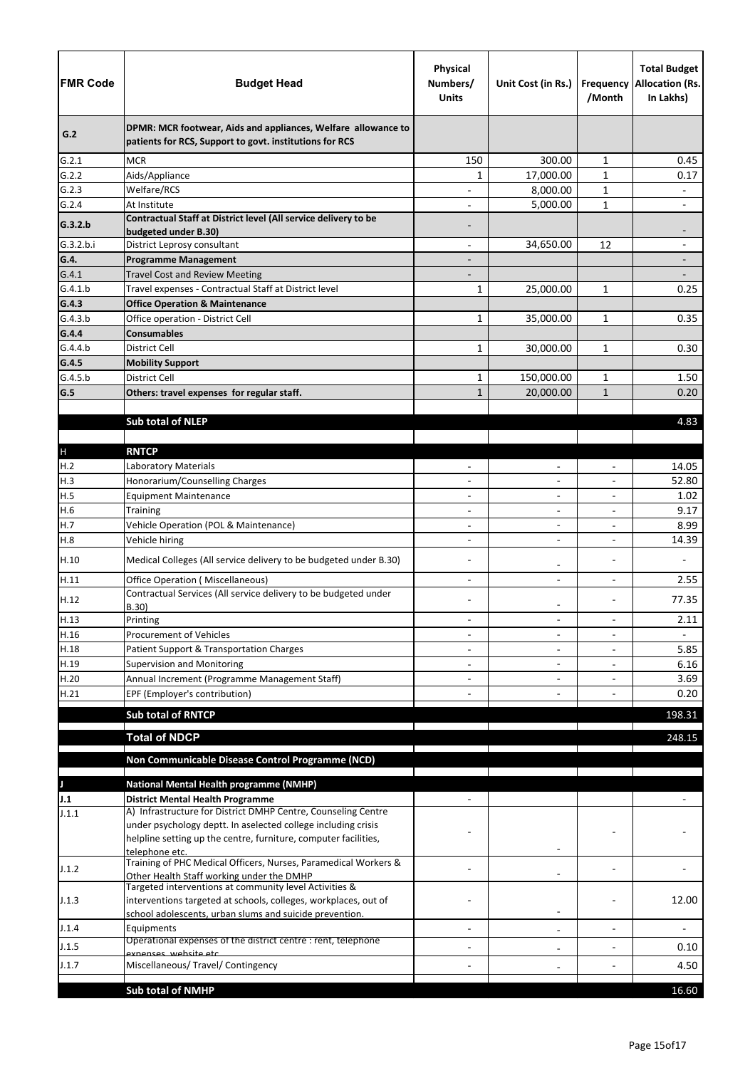| FMR Code | Budget Head | Physical Numbers/ Units | Unit Cost (in Rs.) | Frequency /Month | Total Budget Allocation (Rs. In Lakhs) |
|---|---|---|---|---|---|
| **G.2** | **DPMR: MCR footwear, Aids and appliances, Welfare allowance to patients for RCS, Support to govt. institutions for RCS** | | | | |
| G.2.1 | MCR | 150 | 300.00 | 1 | 0.45 |
| G.2.2 | Aids/Appliance | 1 | 17,000.00 | 1 | 0.17 |
| G.2.3 | Welfare/RCS | - | 8,000.00 | 1 | - |
| G.2.4 | At Institute | - | 5,000.00 | 1 | - |
| **G.3.2.b** | **Contractual Staff at District level (All service delivery to be budgeted under B.30)** | - | | | - |
| G.3.2.b.i | District Leprosy consultant | - | 34,650.00 | 12 | - |
| **G.4.** | **Programme Management** | - | | | - |
| G.4.1 | Travel Cost and Review Meeting | - | | | - |
| G.4.1.b | Travel expenses - Contractual Staff at District level | 1 | 25,000.00 | 1 | 0.25 |
| **G.4.3** | **Office Operation & Maintenance** | | | | |
| G.4.3.b | Office operation - District Cell | 1 | 35,000.00 | 1 | 0.35 |
| **G.4.4** | **Consumables** | | | | |
| G.4.4.b | District Cell | 1 | 30,000.00 | 1 | 0.30 |
| **G.4.5** | **Mobility Support** | | | | |
| G.4.5.b | District Cell | 1 | 150,000.00 | 1 | 1.50 |
| **G.5** | **Others: travel expenses for regular staff.** | 1 | 20,000.00 | 1 | 0.20 |
| | **Sub total of NLEP** | | | | 4.83 |
| **H** | **RNTCP** | | | | |
| H.2 | Laboratory Materials | - | - | - | 14.05 |
| H.3 | Honorarium/Counselling Charges | - | - | - | 52.80 |
| H.5 | Equipment Maintenance | - | - | - | 1.02 |
| H.6 | Training | - | - | - | 9.17 |
| H.7 | Vehicle Operation (POL & Maintenance) | - | - | - | 8.99 |
| H.8 | Vehicle hiring | - | - | - | 14.39 |
| H.10 | Medical Colleges (All service delivery to be budgeted under B.30) | - | - | - | - |
| H.11 | Office Operation ( Miscellaneous) | - | - | - | 2.55 |
| H.12 | Contractual Services (All service delivery to be budgeted under B.30) | - | - | - | 77.35 |
| H.13 | Printing | - | - | - | 2.11 |
| H.16 | Procurement of Vehicles | - | - | - | - |
| H.18 | Patient Support & Transportation Charges | - | - | - | 5.85 |
| H.19 | Supervision and Monitoring | - | - | - | 6.16 |
| H.20 | Annual Increment (Programme Management Staff) | - | - | - | 3.69 |
| H.21 | EPF (Employer's contribution) | - | - | - | 0.20 |
| | **Sub total of RNTCP** | | | | 198.31 |
| | **Total of NDCP** | | | | 248.15 |
| | **Non Communicable Disease Control Programme (NCD)** | | | | |
| **J** | **National Mental Health programme (NMHP)** | | | | |
| **J.1** | **District Mental Health Programme** | - | | | - |
| J.1.1 | A) Infrastructure for District DMHP Centre, Counseling Centre under psychology deptt. In aselected college including crisis helpline setting up the centre, furniture, computer facilities, telephone etc. | - | - | - | - |
| J.1.2 | Training of PHC Medical Officers, Nurses, Paramedical Workers & Other Health Staff working under the DMHP | - | - | - | - |
| J.1.3 | Targeted interventions at community level Activities & interventions targeted at schools, colleges, workplaces, out of school adolescents, urban slums and suicide prevention. | - | - | - | 12.00 |
| J.1.4 | Equipments | - | - | - | - |
| J.1.5 | Operational expenses of the district centre : rent, telephone expenses, website etc. | - | - | - | 0.10 |
| J.1.7 | Miscellaneous/ Travel/ Contingency | - | - | - | 4.50 |
| | **Sub total of NMHP** | | | | 16.60 |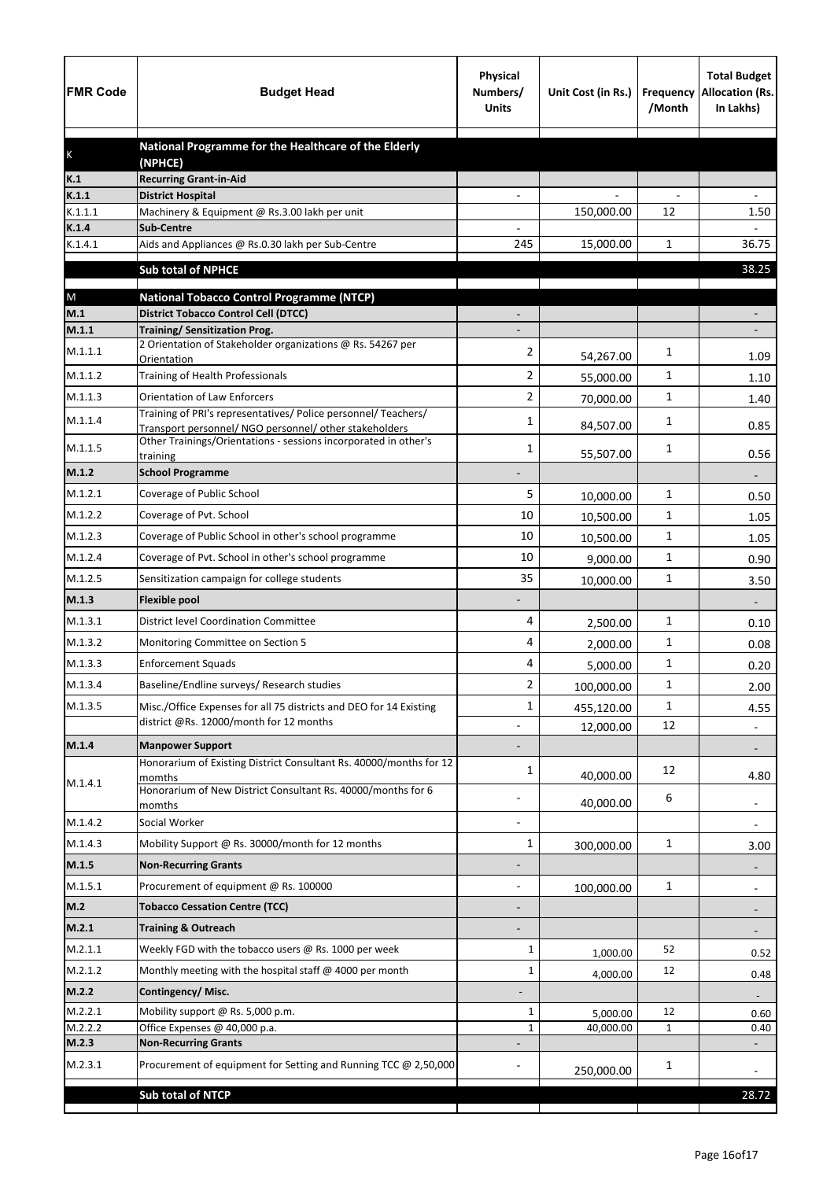| FMR Code | Budget Head | Physical Numbers/ Units | Unit Cost (in Rs.) | Frequency /Month | Total Budget Allocation (Rs. In Lakhs) |
|---|---|---|---|---|---|
| K | **National Programme for the Healthcare of the Elderly (NPHCE)** | | | | |
| K.1 | **Recurring Grant-in-Aid** | | | | |
| K.1.1 | **District Hospital** | - | - | - | - |
| K.1.1.1 | Machinery & Equipment @ Rs.3.00 lakh per unit | | 150,000.00 | 12 | 1.50 |
| K.1.4 | **Sub-Centre** | - | | | - |
| K.1.4.1 | Aids and Appliances @ Rs.0.30 lakh per Sub-Centre | 245 | 15,000.00 | 1 | 36.75 |
| | **Sub total of NPHCE** | | | | 38.25 |
| M | **National Tobacco Control Programme (NTCP)** | | | | |
| M.1 | **District Tobacco Control Cell (DTCC)** | - | | | - |
| M.1.1 | **Training/ Sensitization Prog.** | - | | | - |
| M.1.1.1 | 2 Orientation of Stakeholder organizations @ Rs. 54267 per Orientation | 2 | 54,267.00 | 1 | 1.09 |
| M.1.1.2 | Training of Health Professionals | 2 | 55,000.00 | 1 | 1.10 |
| M.1.1.3 | Orientation of Law Enforcers | 2 | 70,000.00 | 1 | 1.40 |
| M.1.1.4 | Training of PRI's representatives/ Police personnel/ Teachers/ Transport personnel/ NGO personnel/ other stakeholders | 1 | 84,507.00 | 1 | 0.85 |
| M.1.1.5 | Other Trainings/Orientations - sessions incorporated in other's training | 1 | 55,507.00 | 1 | 0.56 |
| M.1.2 | **School Programme** | - | | | - |
| M.1.2.1 | Coverage of Public School | 5 | 10,000.00 | 1 | 0.50 |
| M.1.2.2 | Coverage of Pvt. School | 10 | 10,500.00 | 1 | 1.05 |
| M.1.2.3 | Coverage of Public School in other's school programme | 10 | 10,500.00 | 1 | 1.05 |
| M.1.2.4 | Coverage of Pvt. School in other's school programme | 10 | 9,000.00 | 1 | 0.90 |
| M.1.2.5 | Sensitization campaign for college students | 35 | 10,000.00 | 1 | 3.50 |
| M.1.3 | **Flexible pool** | - | | | - |
| M.1.3.1 | District level Coordination Committee | 4 | 2,500.00 | 1 | 0.10 |
| M.1.3.2 | Monitoring Committee on Section 5 | 4 | 2,000.00 | 1 | 0.08 |
| M.1.3.3 | Enforcement Squads | 4 | 5,000.00 | 1 | 0.20 |
| M.1.3.4 | Baseline/Endline surveys/ Research studies | 2 | 100,000.00 | 1 | 2.00 |
| M.1.3.5 | Misc./Office Expenses for all 75 districts and DEO for 14 Existing district @Rs. 12000/month for 12 months | 1 | 455,120.00 | 1 | 4.55 |
| | | - | 12,000.00 | 12 | - |
| M.1.4 | **Manpower Support** | - | | | - |
| M.1.4.1 | Honorarium of Existing District Consultant Rs. 40000/months for 12 momths | 1 | 40,000.00 | 12 | 4.80 |
| | Honorarium of New District Consultant Rs. 40000/months for 6 momths | - | 40,000.00 | 6 | - |
| M.1.4.2 | Social Worker | - | | | - |
| M.1.4.3 | Mobility Support @ Rs. 30000/month for 12 months | 1 | 300,000.00 | 1 | 3.00 |
| M.1.5 | **Non-Recurring Grants** | - | | | - |
| M.1.5.1 | Procurement of equipment @ Rs. 100000 | - | 100,000.00 | 1 | - |
| M.2 | **Tobacco Cessation Centre (TCC)** | - | | | - |
| M.2.1 | **Training & Outreach** | - | | | - |
| M.2.1.1 | Weekly FGD with the tobacco users @ Rs. 1000 per week | 1 | 1,000.00 | 52 | 0.52 |
| M.2.1.2 | Monthly meeting with the hospital staff @ 4000 per month | 1 | 4,000.00 | 12 | 0.48 |
| M.2.2 | **Contingency/ Misc.** | - | | | - |
| M.2.2.1 | Mobility support @ Rs. 5,000 p.m. | 1 | 5,000.00 | 12 | 0.60 |
| M.2.2.2 | Office Expenses @ 40,000 p.a. | 1 | 40,000.00 | 1 | 0.40 |
| M.2.3 | **Non-Recurring Grants** | - | | | - |
| M.2.3.1 | Procurement of equipment for Setting and Running TCC @ 2,50,000 | - | 250,000.00 | 1 | - |
| | **Sub total of NTCP** | | | | 28.72 |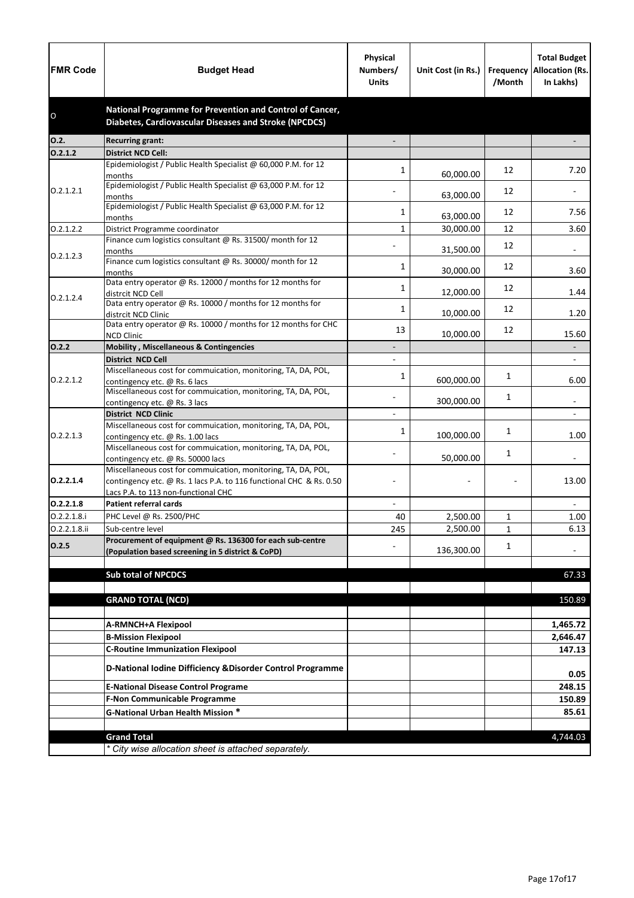| FMR Code | Budget Head | Physical Numbers/ Units | Unit Cost (in Rs.) | Frequency /Month | Total Budget Allocation (Rs. In Lakhs) |
|---|---|---|---|---|---|
| O | **National Programme for Prevention and Control of Cancer, Diabetes, Cardiovascular Diseases and Stroke (NPCDCS)** | | | | |
| **O.2.** | **Recurring grant:** | - | | | - |
| **O.2.1.2** | **District NCD Cell:** | | | | |
| O.2.1.2.1 | Epidemiologist / Public Health Specialist @ 60,000 P.M. for 12 months | 1 | 60,000.00 | 12 | 7.20 |
| | Epidemiologist / Public Health Specialist @ 63,000 P.M. for 12 months | - | 63,000.00 | 12 | - |
| | Epidemiologist / Public Health Specialist @ 63,000 P.M. for 12 months | 1 | 63,000.00 | 12 | 7.56 |
| O.2.1.2.2 | District Programme coordinator | 1 | 30,000.00 | 12 | 3.60 |
| O.2.1.2.3 | Finance cum logistics consultant @ Rs. 31500/ month for 12 months | - | 31,500.00 | 12 | - |
| | Finance cum logistics consultant @ Rs. 30000/ month for 12 months | 1 | 30,000.00 | 12 | 3.60 |
| O.2.1.2.4 | Data entry operator @ Rs. 12000 / months for 12 months for distrcit NCD Cell | 1 | 12,000.00 | 12 | 1.44 |
| | Data entry operator @ Rs. 10000 / months for 12 months for distrcit NCD Clinic | 1 | 10,000.00 | 12 | 1.20 |
| | Data entry operator @ Rs. 10000 / months for 12 months for CHC NCD Clinic | 13 | 10,000.00 | 12 | 15.60 |
| **O.2.2** | **Mobility , Miscellaneous & Contingencies** | - | | | - |
| | **District NCD Cell** | - | | | - |
| O.2.2.1.2 | Miscellaneous cost for commuication, monitoring, TA, DA, POL, contingency etc. @ Rs. 6 lacs | 1 | 600,000.00 | 1 | 6.00 |
| | Miscellaneous cost for commuication, monitoring, TA, DA, POL, contingency etc. @ Rs. 3 lacs | - | 300,000.00 | 1 | - |
| | **District NCD Clinic** | - | | | - |
| O.2.2.1.3 | Miscellaneous cost for commuication, monitoring, TA, DA, POL, contingency etc. @ Rs. 1.00 lacs | 1 | 100,000.00 | 1 | 1.00 |
| | Miscellaneous cost for commuication, monitoring, TA, DA, POL, contingency etc. @ Rs. 50000 lacs | - | 50,000.00 | 1 | - |
| **O.2.2.1.4** | Miscellaneous cost for commuication, monitoring, TA, DA, POL, contingency etc. @ Rs. 1 lacs P.A. to 116 functional CHC & Rs. 0.50 Lacs P.A. to 113 non-functional CHC | - | - | - | 13.00 |
| **O.2.2.1.8** | **Patient referral cards** | - | | | - |
| O.2.2.1.8.i | PHC Level @ Rs. 2500/PHC | 40 | 2,500.00 | 1 | 1.00 |
| O.2.2.1.8.ii | Sub-centre level | 245 | 2,500.00 | 1 | 6.13 |
| **O.2.5** | **Procurement of equipment @ Rs. 136300 for each sub-centre (Population based screening in 5 district & CoPD)** | - | 136,300.00 | 1 | - |
| | | | | | |
| | **Sub total of NPCDCS** | | | | 67.33 |
| | | | | | |
| | **GRAND TOTAL (NCD)** | | | | 150.89 |
| | | | | | |
| | **A-RMNCH+A Flexipool** | | | | **1,465.72** |
| | **B-Mission Flexipool** | | | | **2,646.47** |
| | **C-Routine Immunization Flexipool** | | | | **147.13** |
| | **D-National Iodine Difficiency &Disorder Control Programme** | | | | **0.05** |
| | **E-National Disease Control Programe** | | | | **248.15** |
| | **F-Non Communicable Programme** | | | | **150.89** |
| | **G-National Urban Health Mission *** | | | | **85.61** |
| | | | | | |
| | **Grand Total** | | | | 4,744.03 |
| | *\* City wise allocation sheet is attached separately.* | | | | |